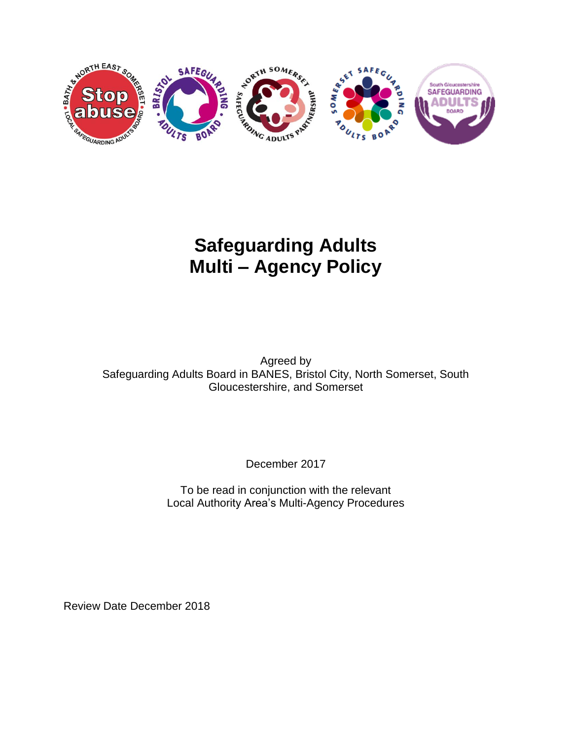# Safeguarding Adults
# Multi – Agency Policy

Agreed by
Safeguarding Adults Board in BANES, Bristol City, North Somerset, South Gloucestershire, and Somerset

December 2017

To be read in conjunction with the relevant
Local Authority Area's Multi-Agency Procedures

Review Date December 2018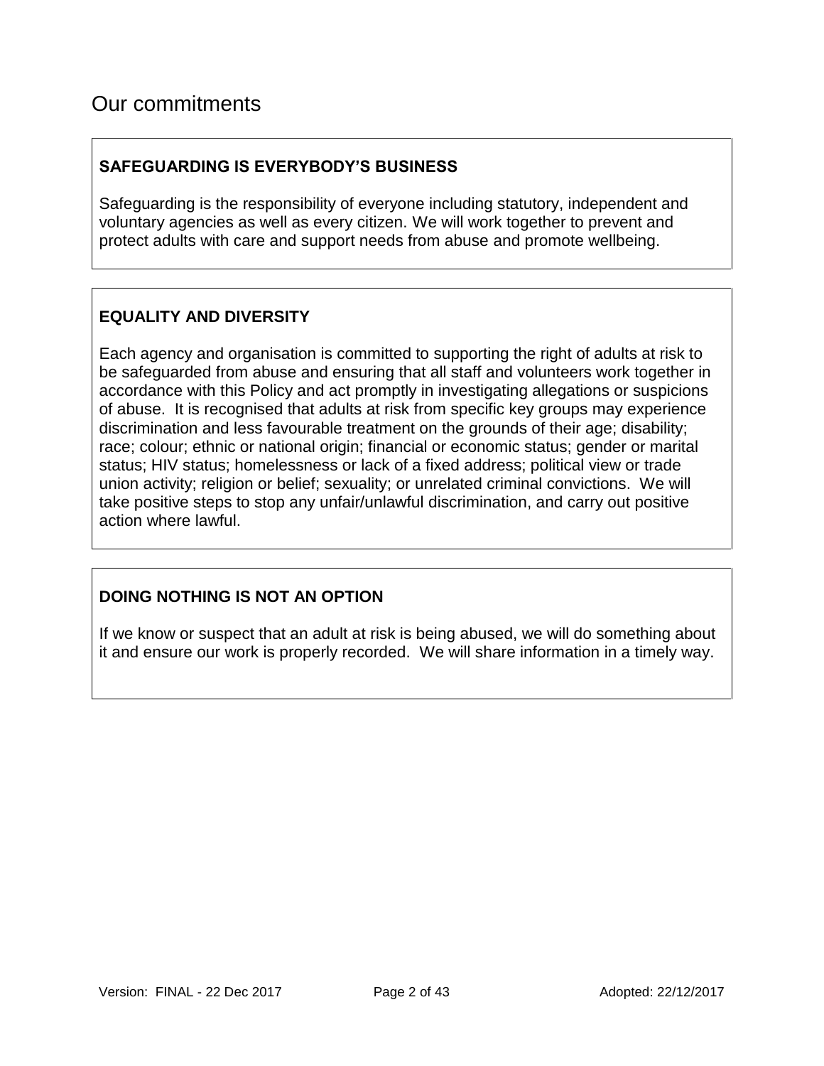# Our commitments

**SAFEGUARDING IS EVERYBODY'S BUSINESS**

Safeguarding is the responsibility of everyone including statutory, independent and voluntary agencies as well as every citizen. We will work together to prevent and protect adults with care and support needs from abuse and promote wellbeing.

**EQUALITY AND DIVERSITY**

Each agency and organisation is committed to supporting the right of adults at risk to be safeguarded from abuse and ensuring that all staff and volunteers work together in accordance with this Policy and act promptly in investigating allegations or suspicions of abuse. It is recognised that adults at risk from specific key groups may experience discrimination and less favourable treatment on the grounds of their age; disability; race; colour; ethnic or national origin; financial or economic status; gender or marital status; HIV status; homelessness or lack of a fixed address; political view or trade union activity; religion or belief; sexuality; or unrelated criminal convictions. We will take positive steps to stop any unfair/unlawful discrimination, and carry out positive action where lawful.

**DOING NOTHING IS NOT AN OPTION**

If we know or suspect that an adult at risk is being abused, we will do something about it and ensure our work is properly recorded. We will share information in a timely way.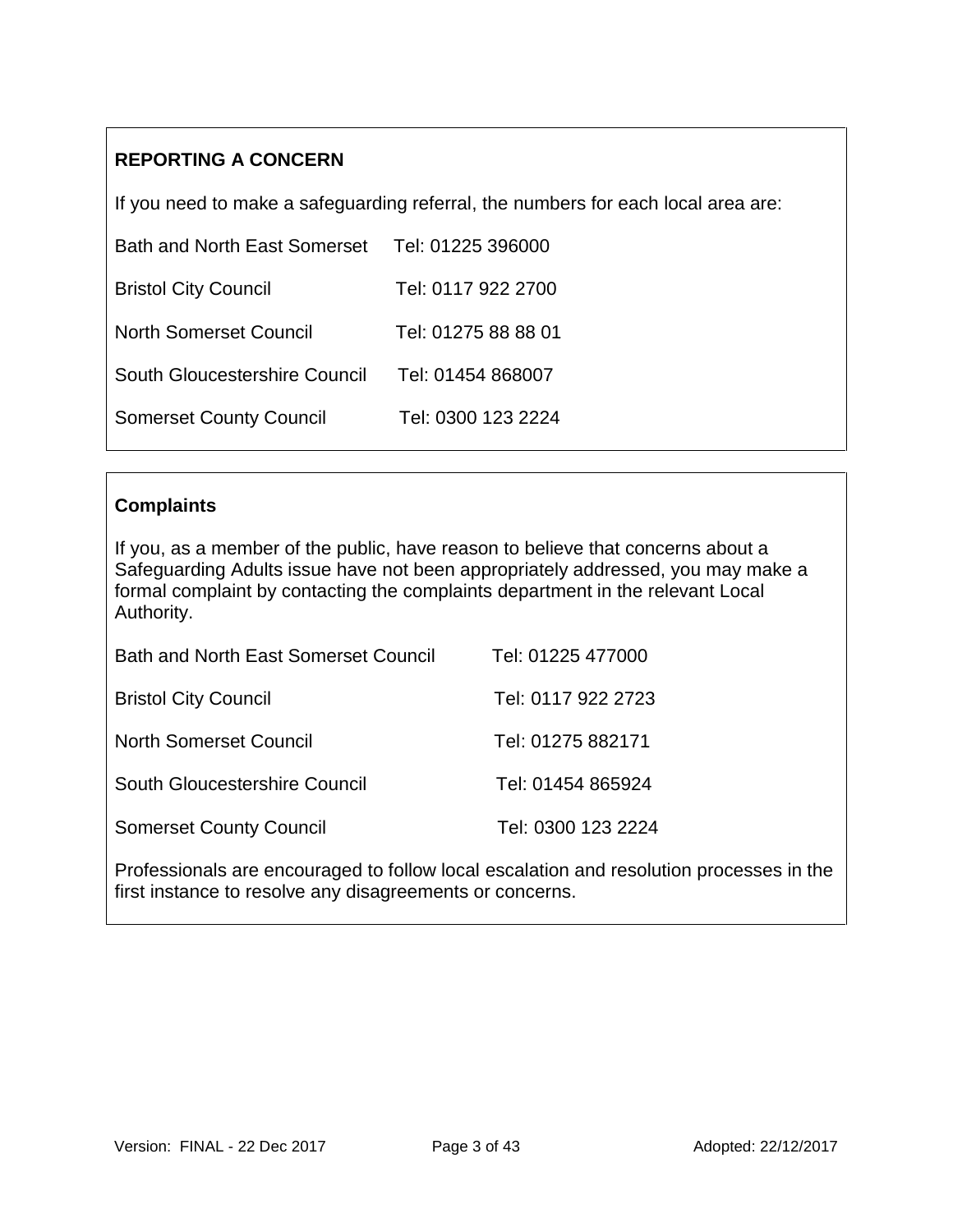**REPORTING A CONCERN**

If you need to make a safeguarding referral, the numbers for each local area are:

| | |
|---|---|
| Bath and North East Somerset | Tel: 01225 396000 |
| Bristol City Council | Tel: 0117 922 2700 |
| North Somerset Council | Tel: 01275 88 88 01 |
| South Gloucestershire Council | Tel: 01454 868007 |
| Somerset County Council | Tel: 0300 123 2224 |

**Complaints**

If you, as a member of the public, have reason to believe that concerns about a Safeguarding Adults issue have not been appropriately addressed, you may make a formal complaint by contacting the complaints department in the relevant Local Authority.

| | |
|---|---|
| Bath and North East Somerset Council | Tel: 01225 477000 |
| Bristol City Council | Tel: 0117 922 2723 |
| North Somerset Council | Tel: 01275 882171 |
| South Gloucestershire Council | Tel: 01454 865924 |
| Somerset County Council | Tel: 0300 123 2224 |

Professionals are encouraged to follow local escalation and resolution processes in the first instance to resolve any disagreements or concerns.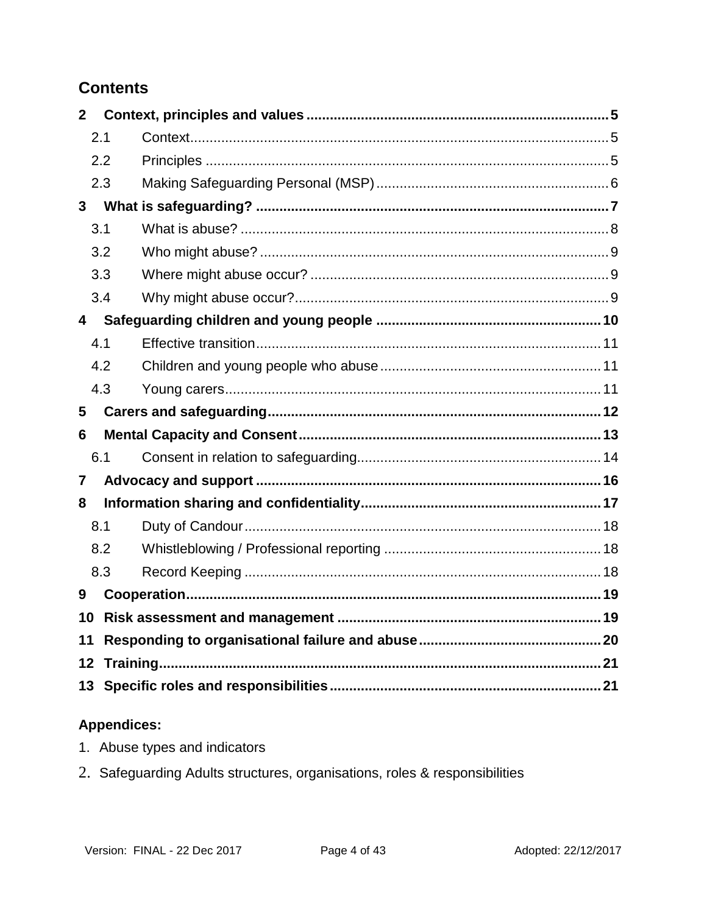## Contents

**2 Context, principles and values ..... 5**

- 2.1 Context ..... 5
- 2.2 Principles ..... 5
- 2.3 Making Safeguarding Personal (MSP) ..... 6

**3 What is safeguarding? ..... 7**

- 3.1 What is abuse? ..... 8
- 3.2 Who might abuse? ..... 9
- 3.3 Where might abuse occur? ..... 9
- 3.4 Why might abuse occur? ..... 9

**4 Safeguarding children and young people ..... 10**

- 4.1 Effective transition ..... 11
- 4.2 Children and young people who abuse ..... 11
- 4.3 Young carers ..... 11

**5 Carers and safeguarding ..... 12**

**6 Mental Capacity and Consent ..... 13**

- 6.1 Consent in relation to safeguarding ..... 14

**7 Advocacy and support ..... 16**

**8 Information sharing and confidentiality ..... 17**

- 8.1 Duty of Candour ..... 18
- 8.2 Whistleblowing / Professional reporting ..... 18
- 8.3 Record Keeping ..... 18

**9 Cooperation ..... 19**

**10 Risk assessment and management ..... 19**

**11 Responding to organisational failure and abuse ..... 20**

**12 Training ..... 21**

**13 Specific roles and responsibilities ..... 21**

**Appendices:**

1. Abuse types and indicators
2. Safeguarding Adults structures, organisations, roles & responsibilities

Version: FINAL - 22 Dec 2017 | Adopted: 22/12/2017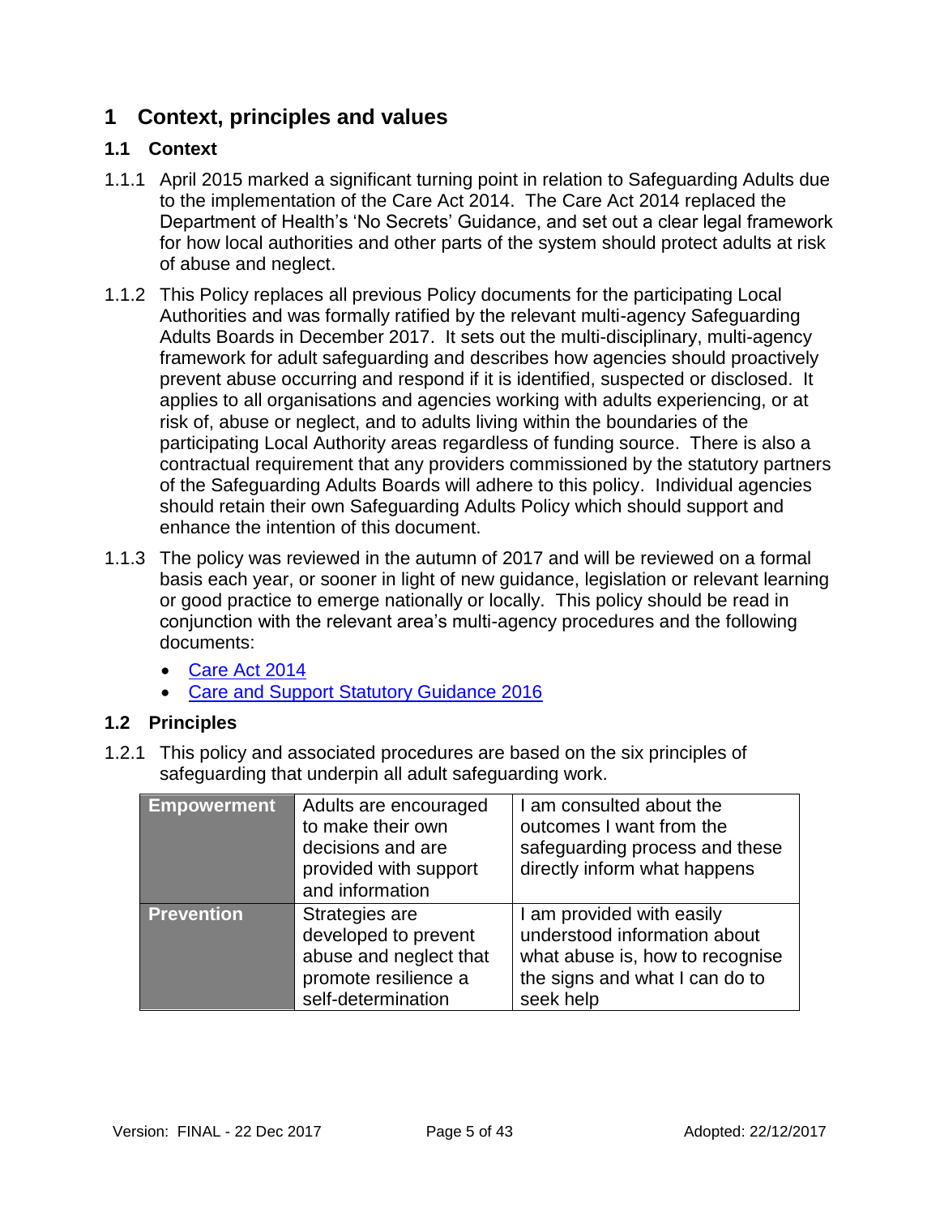# 1 Context, principles and values

## 1.1 Context

1.1.1 April 2015 marked a significant turning point in relation to Safeguarding Adults due to the implementation of the Care Act 2014. The Care Act 2014 replaced the Department of Health's 'No Secrets' Guidance, and set out a clear legal framework for how local authorities and other parts of the system should protect adults at risk of abuse and neglect.

1.1.2 This Policy replaces all previous Policy documents for the participating Local Authorities and was formally ratified by the relevant multi-agency Safeguarding Adults Boards in December 2017. It sets out the multi-disciplinary, multi-agency framework for adult safeguarding and describes how agencies should proactively prevent abuse occurring and respond if it is identified, suspected or disclosed. It applies to all organisations and agencies working with adults experiencing, or at risk of, abuse or neglect, and to adults living within the boundaries of the participating Local Authority areas regardless of funding source. There is also a contractual requirement that any providers commissioned by the statutory partners of the Safeguarding Adults Boards will adhere to this policy. Individual agencies should retain their own Safeguarding Adults Policy which should support and enhance the intention of this document.

1.1.3 The policy was reviewed in the autumn of 2017 and will be reviewed on a formal basis each year, or sooner in light of new guidance, legislation or relevant learning or good practice to emerge nationally or locally. This policy should be read in conjunction with the relevant area's multi-agency procedures and the following documents:

- Care Act 2014
- Care and Support Statutory Guidance 2016

## 1.2 Principles

1.2.1 This policy and associated procedures are based on the six principles of safeguarding that underpin all adult safeguarding work.

| | | |
|---|---|---|
| **Empowerment** | Adults are encouraged to make their own decisions and are provided with support and information | I am consulted about the outcomes I want from the safeguarding process and these directly inform what happens |
| **Prevention** | Strategies are developed to prevent abuse and neglect that promote resilience a self-determination | I am provided with easily understood information about what abuse is, how to recognise the signs and what I can do to seek help |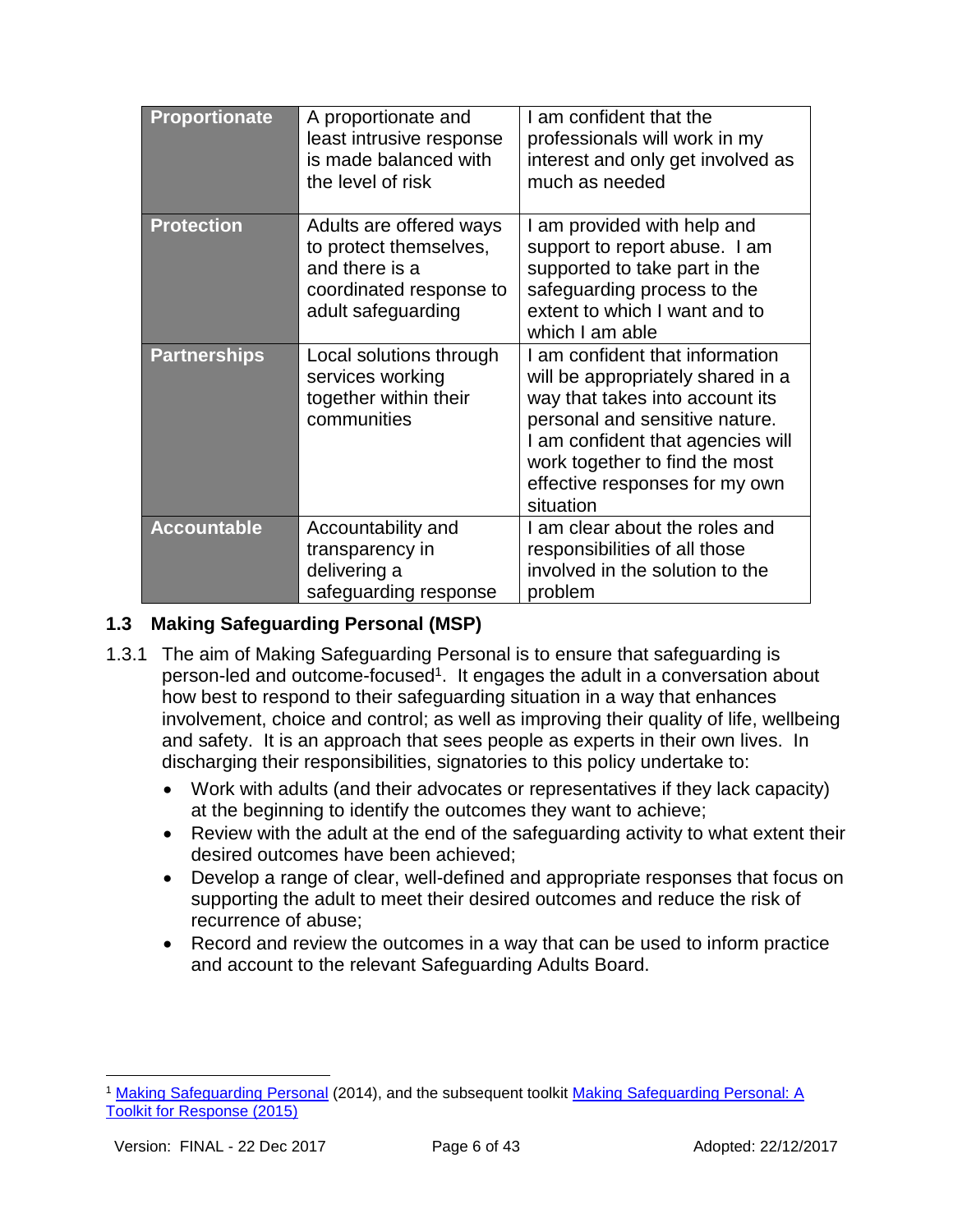| **Proportionate** | A proportionate and least intrusive response is made balanced with the level of risk | I am confident that the professionals will work in my interest and only get involved as much as needed |
|---|---|---|
| **Protection** | Adults are offered ways to protect themselves, and there is a coordinated response to adult safeguarding | I am provided with help and support to report abuse. I am supported to take part in the safeguarding process to the extent to which I want and to which I am able |
| **Partnerships** | Local solutions through services working together within their communities | I am confident that information will be appropriately shared in a way that takes into account its personal and sensitive nature. I am confident that agencies will work together to find the most effective responses for my own situation |
| **Accountable** | Accountability and transparency in delivering a safeguarding response | I am clear about the roles and responsibilities of all those involved in the solution to the problem |

### 1.3 Making Safeguarding Personal (MSP)

1.3.1 The aim of Making Safeguarding Personal is to ensure that safeguarding is person-led and outcome-focused[1]. It engages the adult in a conversation about how best to respond to their safeguarding situation in a way that enhances involvement, choice and control; as well as improving their quality of life, wellbeing and safety. It is an approach that sees people as experts in their own lives. In discharging their responsibilities, signatories to this policy undertake to:

- Work with adults (and their advocates or representatives if they lack capacity) at the beginning to identify the outcomes they want to achieve;
- Review with the adult at the end of the safeguarding activity to what extent their desired outcomes have been achieved;
- Develop a range of clear, well-defined and appropriate responses that focus on supporting the adult to meet their desired outcomes and reduce the risk of recurrence of abuse;
- Record and review the outcomes in a way that can be used to inform practice and account to the relevant Safeguarding Adults Board.

[1] Making Safeguarding Personal (2014), and the subsequent toolkit Making Safeguarding Personal: A Toolkit for Response (2015)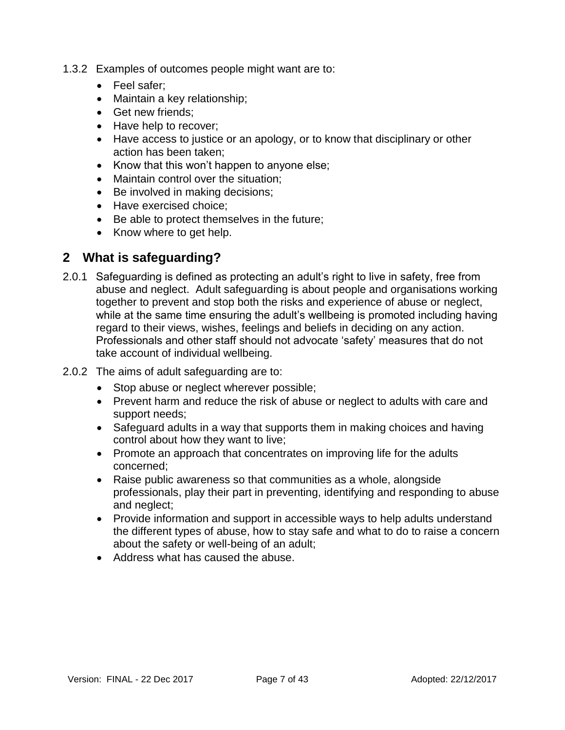1.3.2 Examples of outcomes people might want are to:

- Feel safer;
- Maintain a key relationship;
- Get new friends;
- Have help to recover;
- Have access to justice or an apology, or to know that disciplinary or other action has been taken;
- Know that this won't happen to anyone else;
- Maintain control over the situation;
- Be involved in making decisions;
- Have exercised choice;
- Be able to protect themselves in the future;
- Know where to get help.

## 2 What is safeguarding?

2.0.1 Safeguarding is defined as protecting an adult's right to live in safety, free from abuse and neglect. Adult safeguarding is about people and organisations working together to prevent and stop both the risks and experience of abuse or neglect, while at the same time ensuring the adult's wellbeing is promoted including having regard to their views, wishes, feelings and beliefs in deciding on any action. Professionals and other staff should not advocate 'safety' measures that do not take account of individual wellbeing.

2.0.2 The aims of adult safeguarding are to:

- Stop abuse or neglect wherever possible;
- Prevent harm and reduce the risk of abuse or neglect to adults with care and support needs;
- Safeguard adults in a way that supports them in making choices and having control about how they want to live;
- Promote an approach that concentrates on improving life for the adults concerned;
- Raise public awareness so that communities as a whole, alongside professionals, play their part in preventing, identifying and responding to abuse and neglect;
- Provide information and support in accessible ways to help adults understand the different types of abuse, how to stay safe and what to do to raise a concern about the safety or well-being of an adult;
- Address what has caused the abuse.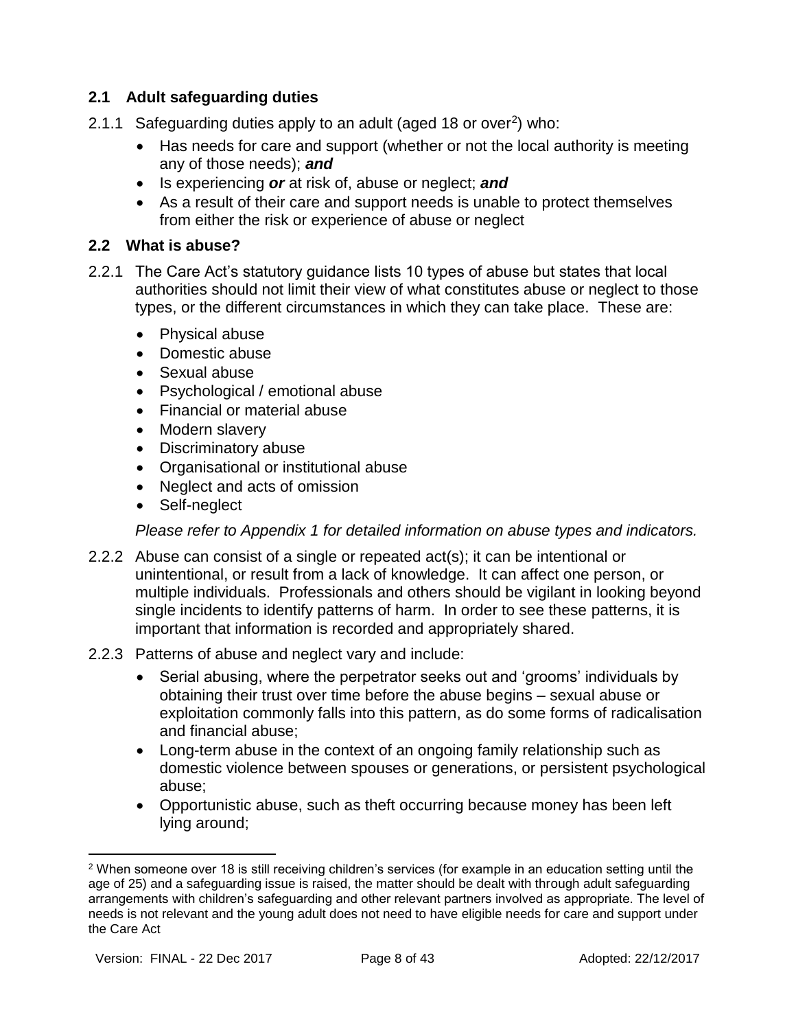## 2.1 Adult safeguarding duties

2.1.1 Safeguarding duties apply to an adult (aged 18 or over[2]) who:

- Has needs for care and support (whether or not the local authority is meeting any of those needs); ***and***
- Is experiencing ***or*** at risk of, abuse or neglect; ***and***
- As a result of their care and support needs is unable to protect themselves from either the risk or experience of abuse or neglect

## 2.2 What is abuse?

2.2.1 The Care Act's statutory guidance lists 10 types of abuse but states that local authorities should not limit their view of what constitutes abuse or neglect to those types, or the different circumstances in which they can take place. These are:

- Physical abuse
- Domestic abuse
- Sexual abuse
- Psychological / emotional abuse
- Financial or material abuse
- Modern slavery
- Discriminatory abuse
- Organisational or institutional abuse
- Neglect and acts of omission
- Self-neglect

*Please refer to Appendix 1 for detailed information on abuse types and indicators.*

2.2.2 Abuse can consist of a single or repeated act(s); it can be intentional or unintentional, or result from a lack of knowledge. It can affect one person, or multiple individuals. Professionals and others should be vigilant in looking beyond single incidents to identify patterns of harm. In order to see these patterns, it is important that information is recorded and appropriately shared.

2.2.3 Patterns of abuse and neglect vary and include:

- Serial abusing, where the perpetrator seeks out and 'grooms' individuals by obtaining their trust over time before the abuse begins – sexual abuse or exploitation commonly falls into this pattern, as do some forms of radicalisation and financial abuse;
- Long-term abuse in the context of an ongoing family relationship such as domestic violence between spouses or generations, or persistent psychological abuse;
- Opportunistic abuse, such as theft occurring because money has been left lying around;

[2] When someone over 18 is still receiving children's services (for example in an education setting until the age of 25) and a safeguarding issue is raised, the matter should be dealt with through adult safeguarding arrangements with children's safeguarding and other relevant partners involved as appropriate. The level of needs is not relevant and the young adult does not need to have eligible needs for care and support under the Care Act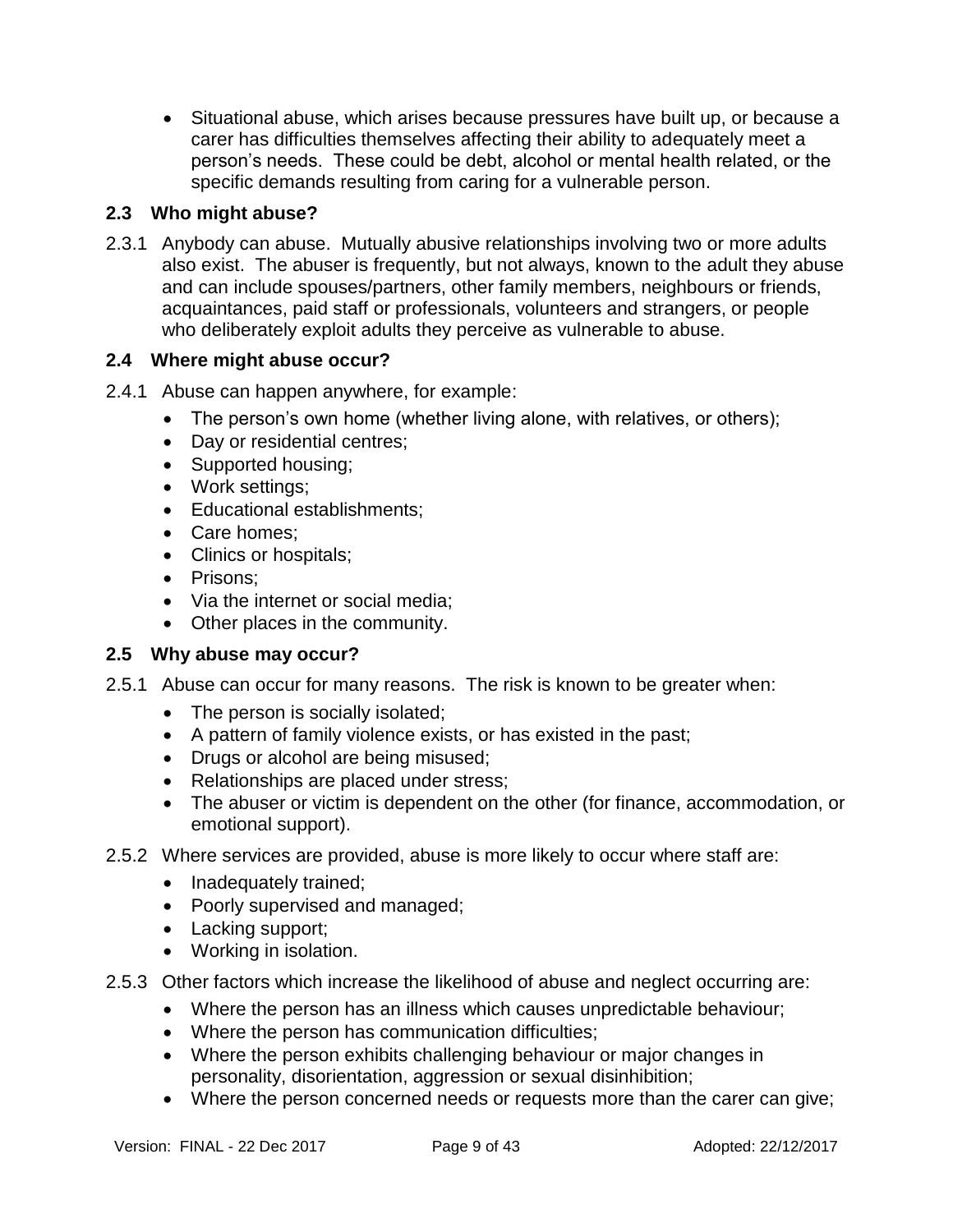- Situational abuse, which arises because pressures have built up, or because a carer has difficulties themselves affecting their ability to adequately meet a person's needs. These could be debt, alcohol or mental health related, or the specific demands resulting from caring for a vulnerable person.

### 2.3 Who might abuse?

2.3.1 Anybody can abuse. Mutually abusive relationships involving two or more adults also exist. The abuser is frequently, but not always, known to the adult they abuse and can include spouses/partners, other family members, neighbours or friends, acquaintances, paid staff or professionals, volunteers and strangers, or people who deliberately exploit adults they perceive as vulnerable to abuse.

### 2.4 Where might abuse occur?

2.4.1 Abuse can happen anywhere, for example:

- The person's own home (whether living alone, with relatives, or others);
- Day or residential centres;
- Supported housing;
- Work settings;
- Educational establishments;
- Care homes;
- Clinics or hospitals;
- Prisons;
- Via the internet or social media;
- Other places in the community.

### 2.5 Why abuse may occur?

2.5.1 Abuse can occur for many reasons. The risk is known to be greater when:

- The person is socially isolated;
- A pattern of family violence exists, or has existed in the past;
- Drugs or alcohol are being misused;
- Relationships are placed under stress;
- The abuser or victim is dependent on the other (for finance, accommodation, or emotional support).

2.5.2 Where services are provided, abuse is more likely to occur where staff are:

- Inadequately trained;
- Poorly supervised and managed;
- Lacking support;
- Working in isolation.

2.5.3 Other factors which increase the likelihood of abuse and neglect occurring are:

- Where the person has an illness which causes unpredictable behaviour;
- Where the person has communication difficulties;
- Where the person exhibits challenging behaviour or major changes in personality, disorientation, aggression or sexual disinhibition;
- Where the person concerned needs or requests more than the carer can give;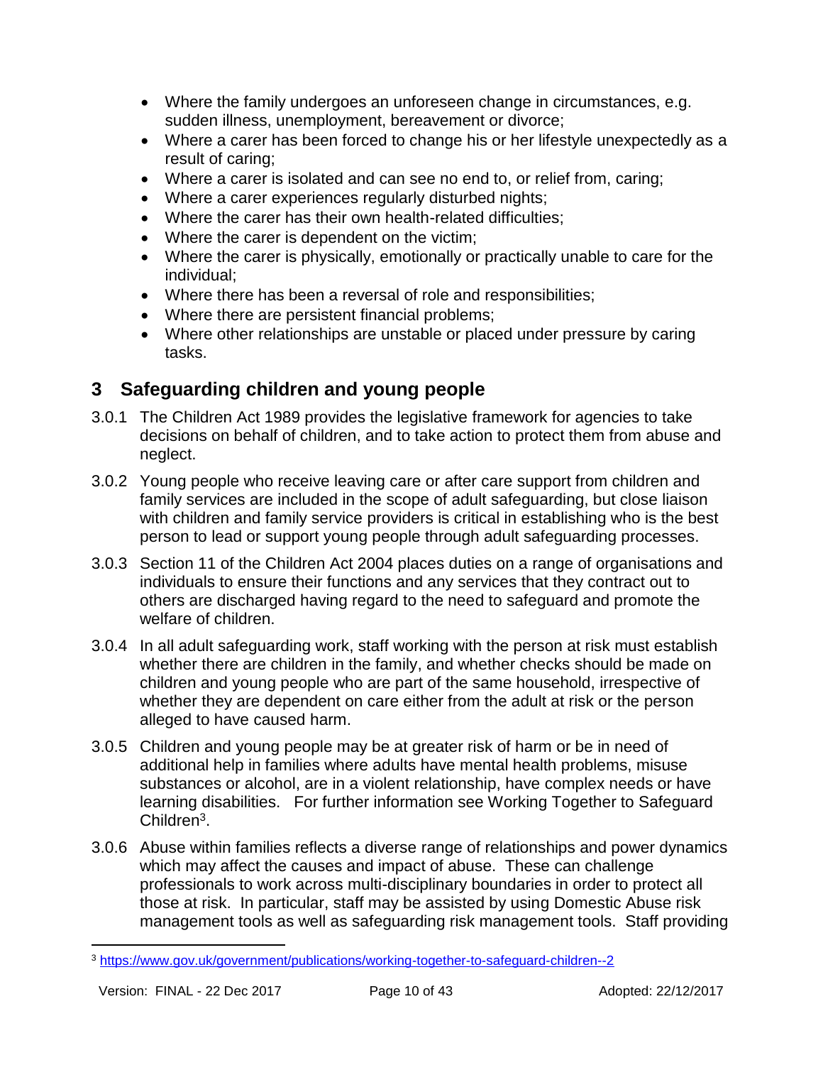- Where the family undergoes an unforeseen change in circumstances, e.g. sudden illness, unemployment, bereavement or divorce;
- Where a carer has been forced to change his or her lifestyle unexpectedly as a result of caring;
- Where a carer is isolated and can see no end to, or relief from, caring;
- Where a carer experiences regularly disturbed nights;
- Where the carer has their own health-related difficulties;
- Where the carer is dependent on the victim;
- Where the carer is physically, emotionally or practically unable to care for the individual;
- Where there has been a reversal of role and responsibilities;
- Where there are persistent financial problems;
- Where other relationships are unstable or placed under pressure by caring tasks.

## 3 Safeguarding children and young people

3.0.1 The Children Act 1989 provides the legislative framework for agencies to take decisions on behalf of children, and to take action to protect them from abuse and neglect.

3.0.2 Young people who receive leaving care or after care support from children and family services are included in the scope of adult safeguarding, but close liaison with children and family service providers is critical in establishing who is the best person to lead or support young people through adult safeguarding processes.

3.0.3 Section 11 of the Children Act 2004 places duties on a range of organisations and individuals to ensure their functions and any services that they contract out to others are discharged having regard to the need to safeguard and promote the welfare of children.

3.0.4 In all adult safeguarding work, staff working with the person at risk must establish whether there are children in the family, and whether checks should be made on children and young people who are part of the same household, irrespective of whether they are dependent on care either from the adult at risk or the person alleged to have caused harm.

3.0.5 Children and young people may be at greater risk of harm or be in need of additional help in families where adults have mental health problems, misuse substances or alcohol, are in a violent relationship, have complex needs or have learning disabilities. For further information see Working Together to Safeguard Children[3].

3.0.6 Abuse within families reflects a diverse range of relationships and power dynamics which may affect the causes and impact of abuse. These can challenge professionals to work across multi-disciplinary boundaries in order to protect all those at risk. In particular, staff may be assisted by using Domestic Abuse risk management tools as well as safeguarding risk management tools. Staff providing

[3] https://www.gov.uk/government/publications/working-together-to-safeguard-children--2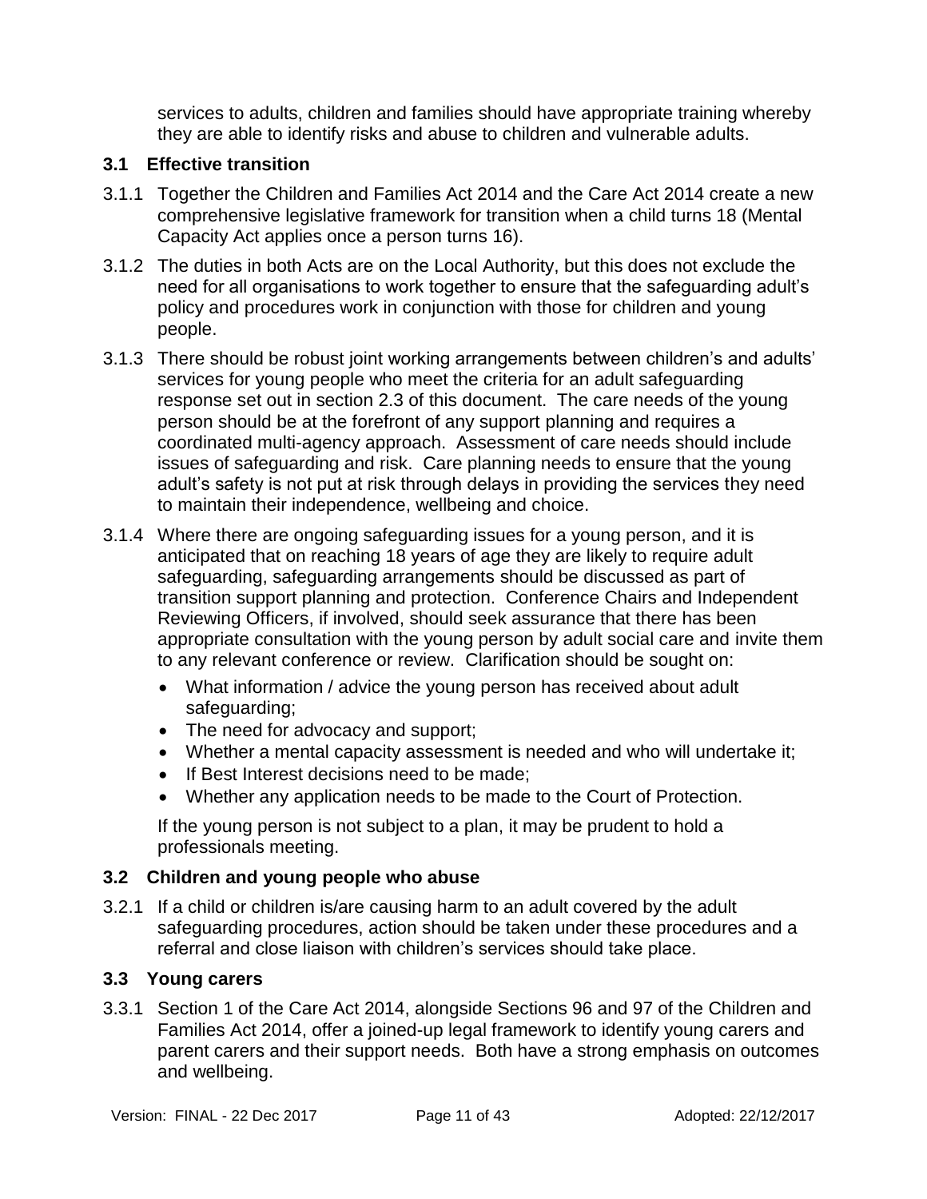services to adults, children and families should have appropriate training whereby they are able to identify risks and abuse to children and vulnerable adults.

### 3.1 Effective transition

3.1.1 Together the Children and Families Act 2014 and the Care Act 2014 create a new comprehensive legislative framework for transition when a child turns 18 (Mental Capacity Act applies once a person turns 16).

3.1.2 The duties in both Acts are on the Local Authority, but this does not exclude the need for all organisations to work together to ensure that the safeguarding adult's policy and procedures work in conjunction with those for children and young people.

3.1.3 There should be robust joint working arrangements between children's and adults' services for young people who meet the criteria for an adult safeguarding response set out in section 2.3 of this document. The care needs of the young person should be at the forefront of any support planning and requires a coordinated multi-agency approach. Assessment of care needs should include issues of safeguarding and risk. Care planning needs to ensure that the young adult's safety is not put at risk through delays in providing the services they need to maintain their independence, wellbeing and choice.

3.1.4 Where there are ongoing safeguarding issues for a young person, and it is anticipated that on reaching 18 years of age they are likely to require adult safeguarding, safeguarding arrangements should be discussed as part of transition support planning and protection. Conference Chairs and Independent Reviewing Officers, if involved, should seek assurance that there has been appropriate consultation with the young person by adult social care and invite them to any relevant conference or review. Clarification should be sought on:

- What information / advice the young person has received about adult safeguarding;
- The need for advocacy and support;
- Whether a mental capacity assessment is needed and who will undertake it;
- If Best Interest decisions need to be made;
- Whether any application needs to be made to the Court of Protection.

If the young person is not subject to a plan, it may be prudent to hold a professionals meeting.

### 3.2 Children and young people who abuse

3.2.1 If a child or children is/are causing harm to an adult covered by the adult safeguarding procedures, action should be taken under these procedures and a referral and close liaison with children's services should take place.

### 3.3 Young carers

3.3.1 Section 1 of the Care Act 2014, alongside Sections 96 and 97 of the Children and Families Act 2014, offer a joined-up legal framework to identify young carers and parent carers and their support needs. Both have a strong emphasis on outcomes and wellbeing.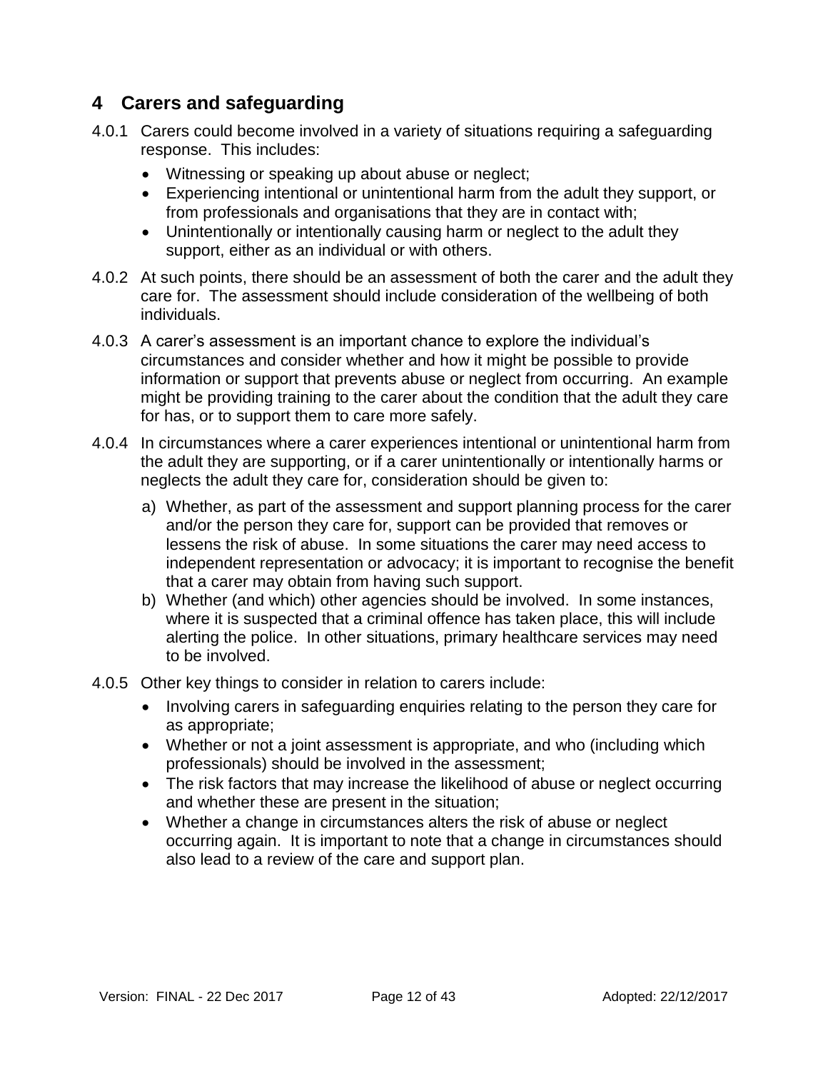## 4 Carers and safeguarding

4.0.1 Carers could become involved in a variety of situations requiring a safeguarding response. This includes:

- Witnessing or speaking up about abuse or neglect;
- Experiencing intentional or unintentional harm from the adult they support, or from professionals and organisations that they are in contact with;
- Unintentionally or intentionally causing harm or neglect to the adult they support, either as an individual or with others.

4.0.2 At such points, there should be an assessment of both the carer and the adult they care for. The assessment should include consideration of the wellbeing of both individuals.

4.0.3 A carer's assessment is an important chance to explore the individual's circumstances and consider whether and how it might be possible to provide information or support that prevents abuse or neglect from occurring. An example might be providing training to the carer about the condition that the adult they care for has, or to support them to care more safely.

4.0.4 In circumstances where a carer experiences intentional or unintentional harm from the adult they are supporting, or if a carer unintentionally or intentionally harms or neglects the adult they care for, consideration should be given to:

a) Whether, as part of the assessment and support planning process for the carer and/or the person they care for, support can be provided that removes or lessens the risk of abuse. In some situations the carer may need access to independent representation or advocacy; it is important to recognise the benefit that a carer may obtain from having such support.
b) Whether (and which) other agencies should be involved. In some instances, where it is suspected that a criminal offence has taken place, this will include alerting the police. In other situations, primary healthcare services may need to be involved.

4.0.5 Other key things to consider in relation to carers include:

- Involving carers in safeguarding enquiries relating to the person they care for as appropriate;
- Whether or not a joint assessment is appropriate, and who (including which professionals) should be involved in the assessment;
- The risk factors that may increase the likelihood of abuse or neglect occurring and whether these are present in the situation;
- Whether a change in circumstances alters the risk of abuse or neglect occurring again. It is important to note that a change in circumstances should also lead to a review of the care and support plan.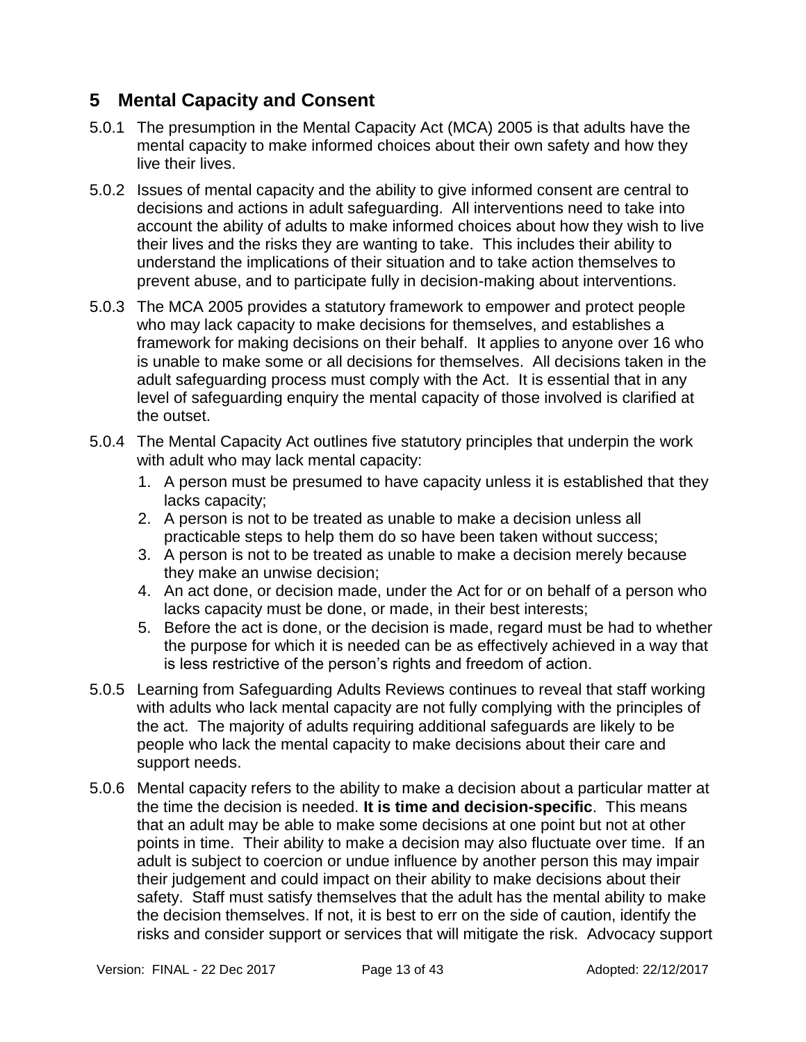## 5 Mental Capacity and Consent

5.0.1 The presumption in the Mental Capacity Act (MCA) 2005 is that adults have the mental capacity to make informed choices about their own safety and how they live their lives.

5.0.2 Issues of mental capacity and the ability to give informed consent are central to decisions and actions in adult safeguarding. All interventions need to take into account the ability of adults to make informed choices about how they wish to live their lives and the risks they are wanting to take. This includes their ability to understand the implications of their situation and to take action themselves to prevent abuse, and to participate fully in decision-making about interventions.

5.0.3 The MCA 2005 provides a statutory framework to empower and protect people who may lack capacity to make decisions for themselves, and establishes a framework for making decisions on their behalf. It applies to anyone over 16 who is unable to make some or all decisions for themselves. All decisions taken in the adult safeguarding process must comply with the Act. It is essential that in any level of safeguarding enquiry the mental capacity of those involved is clarified at the outset.

5.0.4 The Mental Capacity Act outlines five statutory principles that underpin the work with adult who may lack mental capacity:

1. A person must be presumed to have capacity unless it is established that they lacks capacity;
2. A person is not to be treated as unable to make a decision unless all practicable steps to help them do so have been taken without success;
3. A person is not to be treated as unable to make a decision merely because they make an unwise decision;
4. An act done, or decision made, under the Act for or on behalf of a person who lacks capacity must be done, or made, in their best interests;
5. Before the act is done, or the decision is made, regard must be had to whether the purpose for which it is needed can be as effectively achieved in a way that is less restrictive of the person's rights and freedom of action.

5.0.5 Learning from Safeguarding Adults Reviews continues to reveal that staff working with adults who lack mental capacity are not fully complying with the principles of the act. The majority of adults requiring additional safeguards are likely to be people who lack the mental capacity to make decisions about their care and support needs.

5.0.6 Mental capacity refers to the ability to make a decision about a particular matter at the time the decision is needed. **It is time and decision-specific**. This means that an adult may be able to make some decisions at one point but not at other points in time. Their ability to make a decision may also fluctuate over time. If an adult is subject to coercion or undue influence by another person this may impair their judgement and could impact on their ability to make decisions about their safety. Staff must satisfy themselves that the adult has the mental ability to make the decision themselves. If not, it is best to err on the side of caution, identify the risks and consider support or services that will mitigate the risk. Advocacy support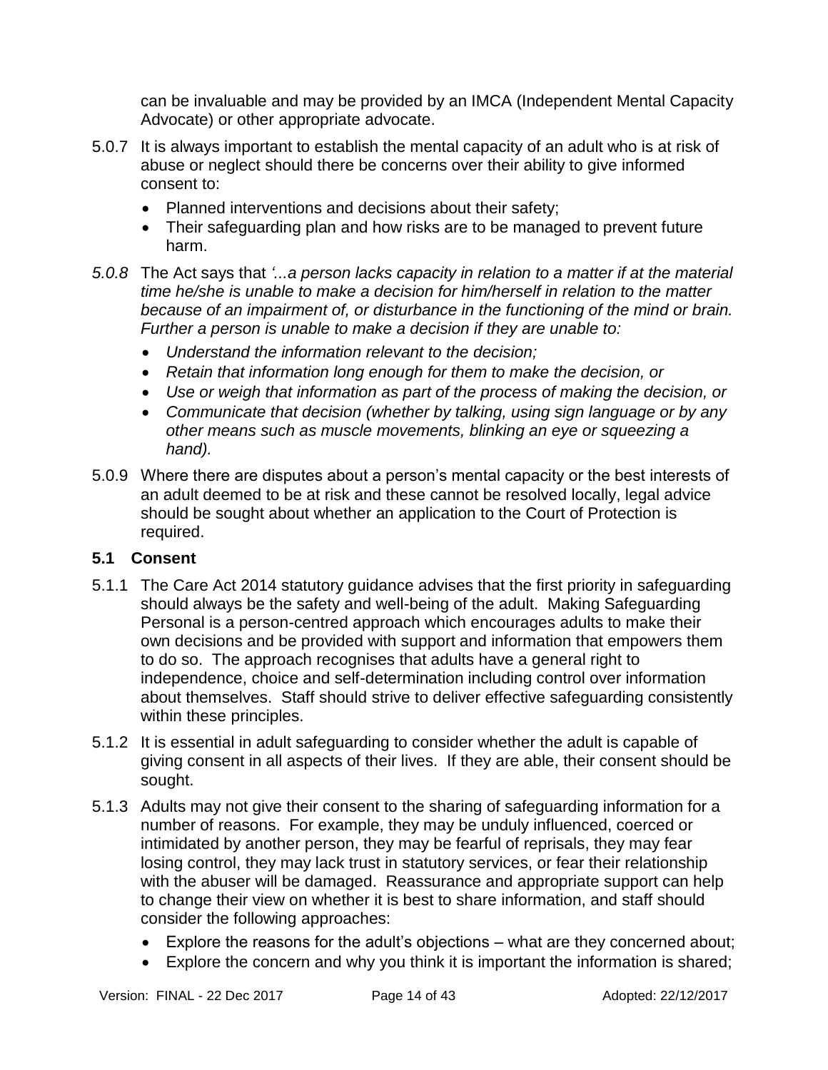can be invaluable and may be provided by an IMCA (Independent Mental Capacity Advocate) or other appropriate advocate.

5.0.7 It is always important to establish the mental capacity of an adult who is at risk of abuse or neglect should there be concerns over their ability to give informed consent to:

- Planned interventions and decisions about their safety;
- Their safeguarding plan and how risks are to be managed to prevent future harm.

*5.0.8* The Act says that *'...a person lacks capacity in relation to a matter if at the material time he/she is unable to make a decision for him/herself in relation to the matter because of an impairment of, or disturbance in the functioning of the mind or brain. Further a person is unable to make a decision if they are unable to:*

- *Understand the information relevant to the decision;*
- *Retain that information long enough for them to make the decision, or*
- *Use or weigh that information as part of the process of making the decision, or*
- *Communicate that decision (whether by talking, using sign language or by any other means such as muscle movements, blinking an eye or squeezing a hand).*

5.0.9 Where there are disputes about a person's mental capacity or the best interests of an adult deemed to be at risk and these cannot be resolved locally, legal advice should be sought about whether an application to the Court of Protection is required.

## 5.1 Consent

5.1.1 The Care Act 2014 statutory guidance advises that the first priority in safeguarding should always be the safety and well-being of the adult. Making Safeguarding Personal is a person-centred approach which encourages adults to make their own decisions and be provided with support and information that empowers them to do so. The approach recognises that adults have a general right to independence, choice and self-determination including control over information about themselves. Staff should strive to deliver effective safeguarding consistently within these principles.

5.1.2 It is essential in adult safeguarding to consider whether the adult is capable of giving consent in all aspects of their lives. If they are able, their consent should be sought.

5.1.3 Adults may not give their consent to the sharing of safeguarding information for a number of reasons. For example, they may be unduly influenced, coerced or intimidated by another person, they may be fearful of reprisals, they may fear losing control, they may lack trust in statutory services, or fear their relationship with the abuser will be damaged. Reassurance and appropriate support can help to change their view on whether it is best to share information, and staff should consider the following approaches:

- Explore the reasons for the adult's objections – what are they concerned about;
- Explore the concern and why you think it is important the information is shared;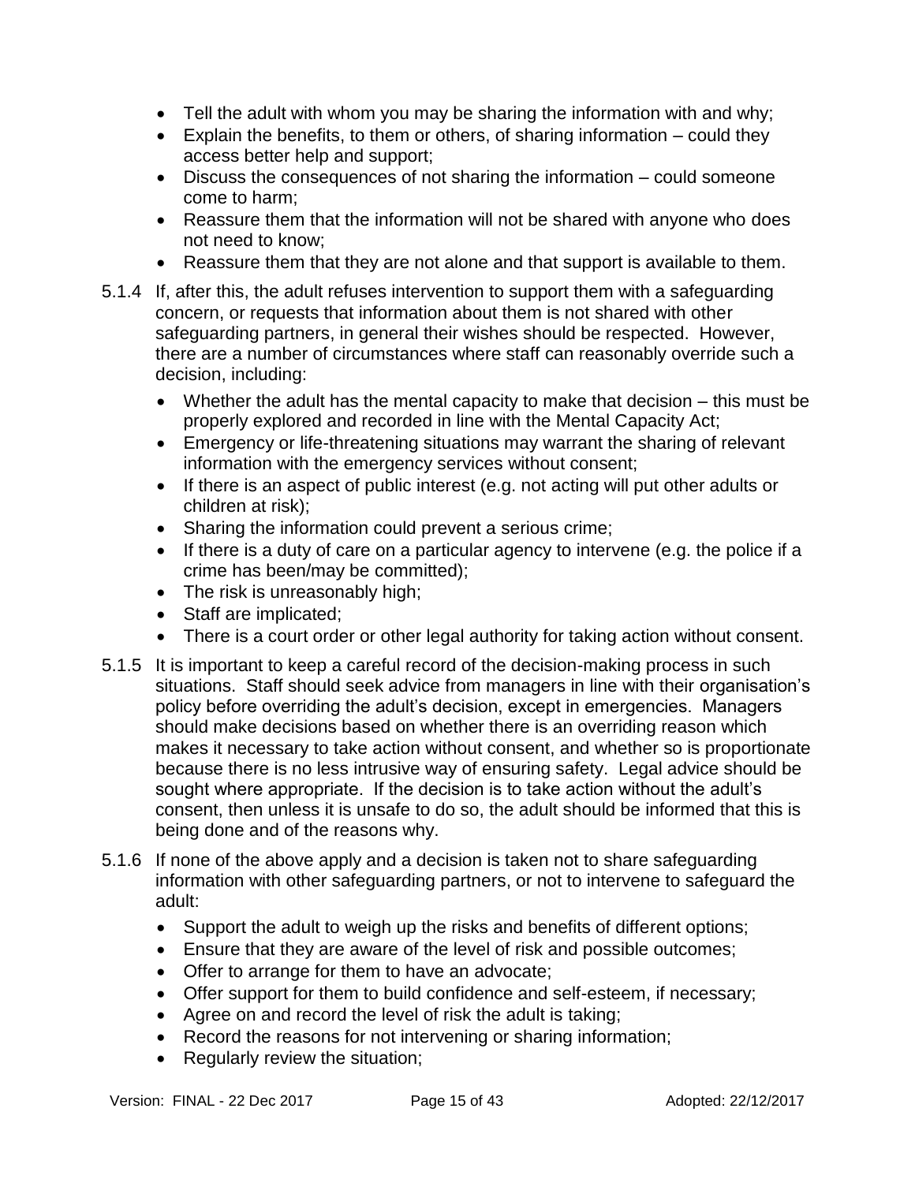- Tell the adult with whom you may be sharing the information with and why;
- Explain the benefits, to them or others, of sharing information – could they access better help and support;
- Discuss the consequences of not sharing the information – could someone come to harm;
- Reassure them that the information will not be shared with anyone who does not need to know;
- Reassure them that they are not alone and that support is available to them.

5.1.4 If, after this, the adult refuses intervention to support them with a safeguarding concern, or requests that information about them is not shared with other safeguarding partners, in general their wishes should be respected. However, there are a number of circumstances where staff can reasonably override such a decision, including:

- Whether the adult has the mental capacity to make that decision – this must be properly explored and recorded in line with the Mental Capacity Act;
- Emergency or life-threatening situations may warrant the sharing of relevant information with the emergency services without consent;
- If there is an aspect of public interest (e.g. not acting will put other adults or children at risk);
- Sharing the information could prevent a serious crime;
- If there is a duty of care on a particular agency to intervene (e.g. the police if a crime has been/may be committed);
- The risk is unreasonably high;
- Staff are implicated;
- There is a court order or other legal authority for taking action without consent.

5.1.5 It is important to keep a careful record of the decision-making process in such situations. Staff should seek advice from managers in line with their organisation's policy before overriding the adult's decision, except in emergencies. Managers should make decisions based on whether there is an overriding reason which makes it necessary to take action without consent, and whether so is proportionate because there is no less intrusive way of ensuring safety. Legal advice should be sought where appropriate. If the decision is to take action without the adult's consent, then unless it is unsafe to do so, the adult should be informed that this is being done and of the reasons why.

5.1.6 If none of the above apply and a decision is taken not to share safeguarding information with other safeguarding partners, or not to intervene to safeguard the adult:

- Support the adult to weigh up the risks and benefits of different options;
- Ensure that they are aware of the level of risk and possible outcomes;
- Offer to arrange for them to have an advocate;
- Offer support for them to build confidence and self-esteem, if necessary;
- Agree on and record the level of risk the adult is taking;
- Record the reasons for not intervening or sharing information;
- Regularly review the situation;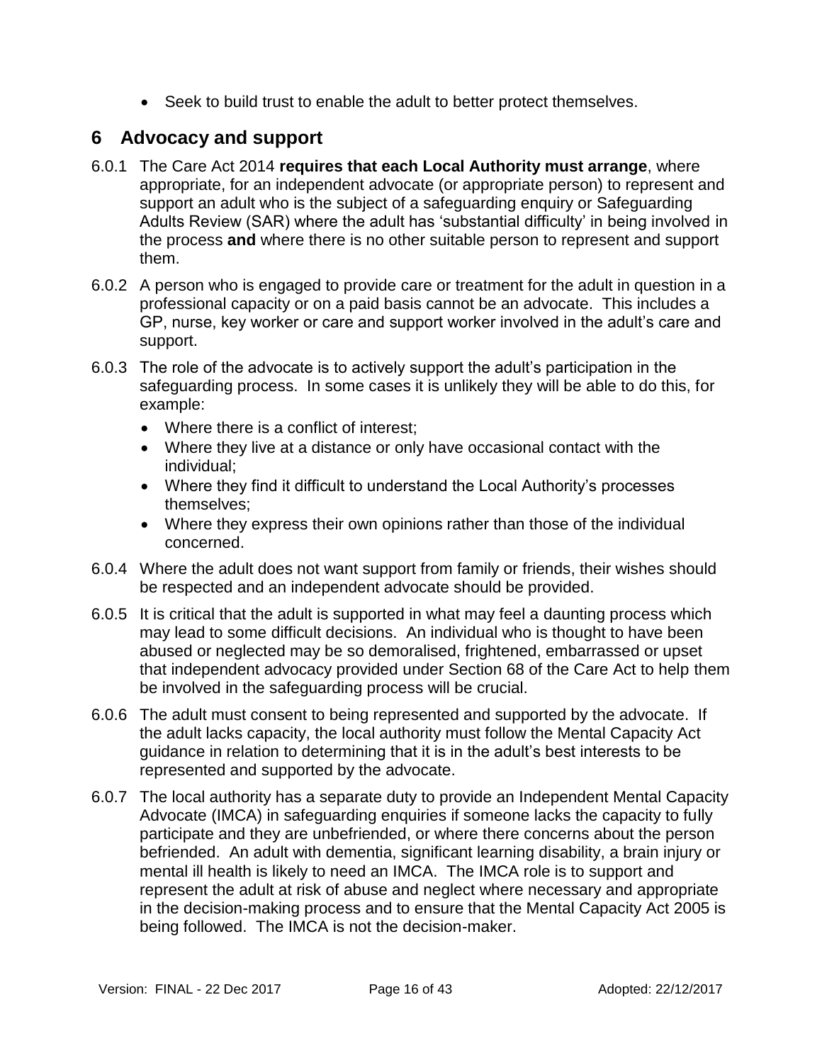- Seek to build trust to enable the adult to better protect themselves.

## 6 Advocacy and support

6.0.1 The Care Act 2014 **requires that each Local Authority must arrange**, where appropriate, for an independent advocate (or appropriate person) to represent and support an adult who is the subject of a safeguarding enquiry or Safeguarding Adults Review (SAR) where the adult has 'substantial difficulty' in being involved in the process **and** where there is no other suitable person to represent and support them.

6.0.2 A person who is engaged to provide care or treatment for the adult in question in a professional capacity or on a paid basis cannot be an advocate. This includes a GP, nurse, key worker or care and support worker involved in the adult's care and support.

6.0.3 The role of the advocate is to actively support the adult's participation in the safeguarding process. In some cases it is unlikely they will be able to do this, for example:

- Where there is a conflict of interest;
- Where they live at a distance or only have occasional contact with the individual;
- Where they find it difficult to understand the Local Authority's processes themselves;
- Where they express their own opinions rather than those of the individual concerned.

6.0.4 Where the adult does not want support from family or friends, their wishes should be respected and an independent advocate should be provided.

6.0.5 It is critical that the adult is supported in what may feel a daunting process which may lead to some difficult decisions. An individual who is thought to have been abused or neglected may be so demoralised, frightened, embarrassed or upset that independent advocacy provided under Section 68 of the Care Act to help them be involved in the safeguarding process will be crucial.

6.0.6 The adult must consent to being represented and supported by the advocate. If the adult lacks capacity, the local authority must follow the Mental Capacity Act guidance in relation to determining that it is in the adult's best interests to be represented and supported by the advocate.

6.0.7 The local authority has a separate duty to provide an Independent Mental Capacity Advocate (IMCA) in safeguarding enquiries if someone lacks the capacity to fully participate and they are unbefriended, or where there concerns about the person befriended. An adult with dementia, significant learning disability, a brain injury or mental ill health is likely to need an IMCA. The IMCA role is to support and represent the adult at risk of abuse and neglect where necessary and appropriate in the decision-making process and to ensure that the Mental Capacity Act 2005 is being followed. The IMCA is not the decision-maker.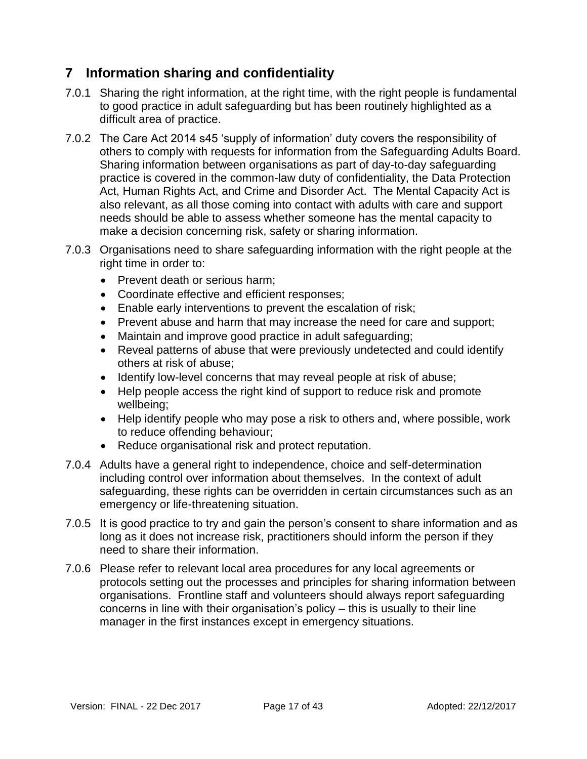## 7 Information sharing and confidentiality

7.0.1 Sharing the right information, at the right time, with the right people is fundamental to good practice in adult safeguarding but has been routinely highlighted as a difficult area of practice.

7.0.2 The Care Act 2014 s45 'supply of information' duty covers the responsibility of others to comply with requests for information from the Safeguarding Adults Board. Sharing information between organisations as part of day-to-day safeguarding practice is covered in the common-law duty of confidentiality, the Data Protection Act, Human Rights Act, and Crime and Disorder Act. The Mental Capacity Act is also relevant, as all those coming into contact with adults with care and support needs should be able to assess whether someone has the mental capacity to make a decision concerning risk, safety or sharing information.

7.0.3 Organisations need to share safeguarding information with the right people at the right time in order to:

- Prevent death or serious harm;
- Coordinate effective and efficient responses;
- Enable early interventions to prevent the escalation of risk;
- Prevent abuse and harm that may increase the need for care and support;
- Maintain and improve good practice in adult safeguarding;
- Reveal patterns of abuse that were previously undetected and could identify others at risk of abuse;
- Identify low-level concerns that may reveal people at risk of abuse;
- Help people access the right kind of support to reduce risk and promote wellbeing;
- Help identify people who may pose a risk to others and, where possible, work to reduce offending behaviour;
- Reduce organisational risk and protect reputation.

7.0.4 Adults have a general right to independence, choice and self-determination including control over information about themselves. In the context of adult safeguarding, these rights can be overridden in certain circumstances such as an emergency or life-threatening situation.

7.0.5 It is good practice to try and gain the person's consent to share information and as long as it does not increase risk, practitioners should inform the person if they need to share their information.

7.0.6 Please refer to relevant local area procedures for any local agreements or protocols setting out the processes and principles for sharing information between organisations. Frontline staff and volunteers should always report safeguarding concerns in line with their organisation's policy – this is usually to their line manager in the first instances except in emergency situations.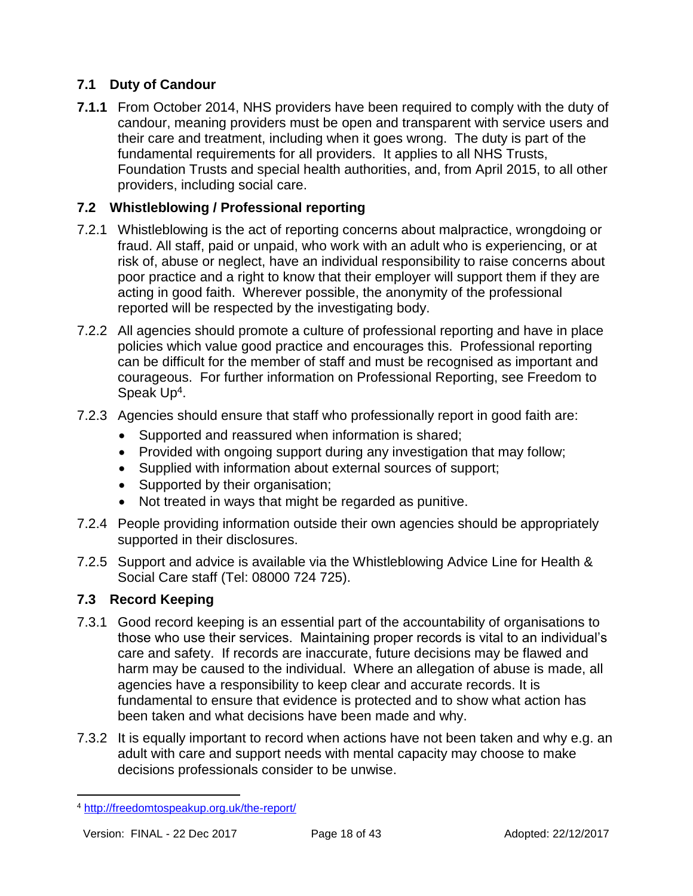## 7.1 Duty of Candour

**7.1.1** From October 2014, NHS providers have been required to comply with the duty of candour, meaning providers must be open and transparent with service users and their care and treatment, including when it goes wrong. The duty is part of the fundamental requirements for all providers. It applies to all NHS Trusts, Foundation Trusts and special health authorities, and, from April 2015, to all other providers, including social care.

## 7.2 Whistleblowing / Professional reporting

7.2.1 Whistleblowing is the act of reporting concerns about malpractice, wrongdoing or fraud. All staff, paid or unpaid, who work with an adult who is experiencing, or at risk of, abuse or neglect, have an individual responsibility to raise concerns about poor practice and a right to know that their employer will support them if they are acting in good faith. Wherever possible, the anonymity of the professional reported will be respected by the investigating body.

7.2.2 All agencies should promote a culture of professional reporting and have in place policies which value good practice and encourages this. Professional reporting can be difficult for the member of staff and must be recognised as important and courageous. For further information on Professional Reporting, see Freedom to Speak Up[4].

7.2.3 Agencies should ensure that staff who professionally report in good faith are:

- Supported and reassured when information is shared;
- Provided with ongoing support during any investigation that may follow;
- Supplied with information about external sources of support;
- Supported by their organisation;
- Not treated in ways that might be regarded as punitive.

7.2.4 People providing information outside their own agencies should be appropriately supported in their disclosures.

7.2.5 Support and advice is available via the Whistleblowing Advice Line for Health & Social Care staff (Tel: 08000 724 725).

## 7.3 Record Keeping

7.3.1 Good record keeping is an essential part of the accountability of organisations to those who use their services. Maintaining proper records is vital to an individual's care and safety. If records are inaccurate, future decisions may be flawed and harm may be caused to the individual. Where an allegation of abuse is made, all agencies have a responsibility to keep clear and accurate records. It is fundamental to ensure that evidence is protected and to show what action has been taken and what decisions have been made and why.

7.3.2 It is equally important to record when actions have not been taken and why e.g. an adult with care and support needs with mental capacity may choose to make decisions professionals consider to be unwise.

---

[4] http://freedomtospeakup.org.uk/the-report/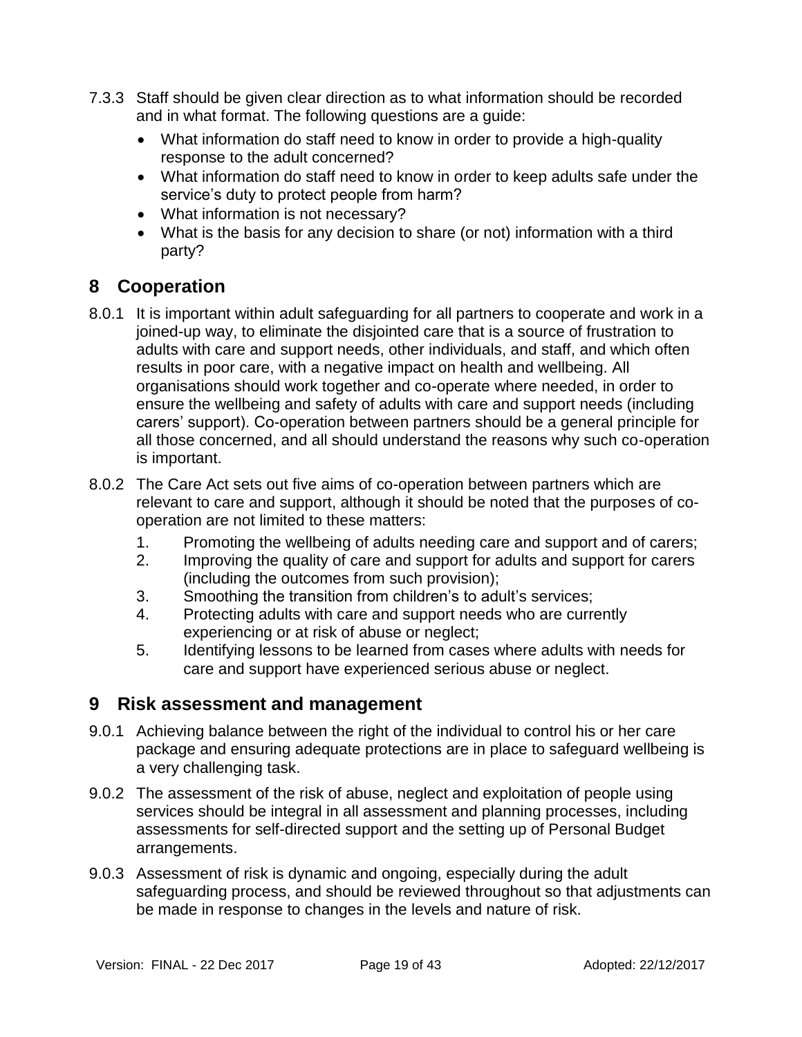7.3.3 Staff should be given clear direction as to what information should be recorded and in what format. The following questions are a guide:

- What information do staff need to know in order to provide a high-quality response to the adult concerned?
- What information do staff need to know in order to keep adults safe under the service's duty to protect people from harm?
- What information is not necessary?
- What is the basis for any decision to share (or not) information with a third party?

## 8 Cooperation

8.0.1 It is important within adult safeguarding for all partners to cooperate and work in a joined-up way, to eliminate the disjointed care that is a source of frustration to adults with care and support needs, other individuals, and staff, and which often results in poor care, with a negative impact on health and wellbeing. All organisations should work together and co-operate where needed, in order to ensure the wellbeing and safety of adults with care and support needs (including carers' support). Co-operation between partners should be a general principle for all those concerned, and all should understand the reasons why such co-operation is important.

8.0.2 The Care Act sets out five aims of co-operation between partners which are relevant to care and support, although it should be noted that the purposes of co-operation are not limited to these matters:

1. Promoting the wellbeing of adults needing care and support and of carers;
2. Improving the quality of care and support for adults and support for carers (including the outcomes from such provision);
3. Smoothing the transition from children's to adult's services;
4. Protecting adults with care and support needs who are currently experiencing or at risk of abuse or neglect;
5. Identifying lessons to be learned from cases where adults with needs for care and support have experienced serious abuse or neglect.

## 9 Risk assessment and management

9.0.1 Achieving balance between the right of the individual to control his or her care package and ensuring adequate protections are in place to safeguard wellbeing is a very challenging task.

9.0.2 The assessment of the risk of abuse, neglect and exploitation of people using services should be integral in all assessment and planning processes, including assessments for self-directed support and the setting up of Personal Budget arrangements.

9.0.3 Assessment of risk is dynamic and ongoing, especially during the adult safeguarding process, and should be reviewed throughout so that adjustments can be made in response to changes in the levels and nature of risk.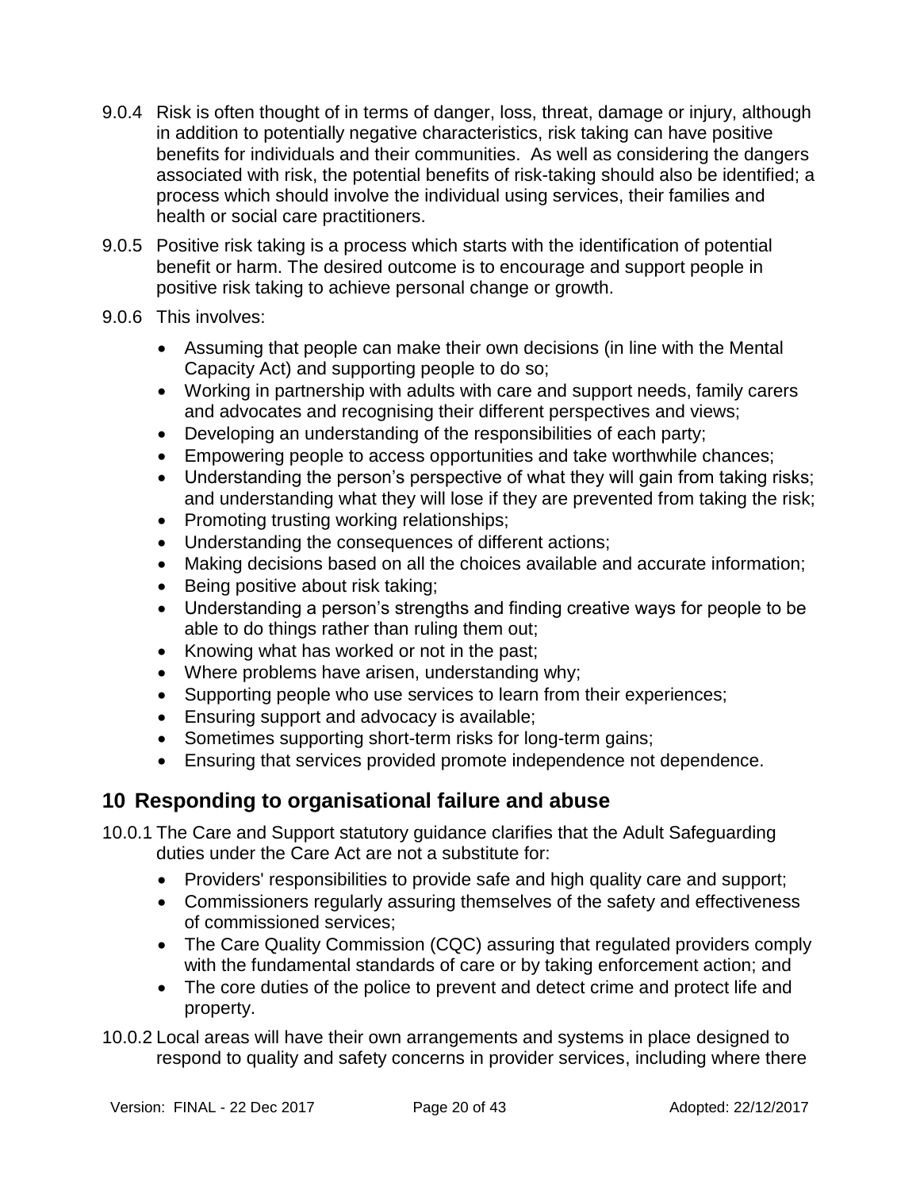9.0.4 Risk is often thought of in terms of danger, loss, threat, damage or injury, although in addition to potentially negative characteristics, risk taking can have positive benefits for individuals and their communities. As well as considering the dangers associated with risk, the potential benefits of risk-taking should also be identified; a process which should involve the individual using services, their families and health or social care practitioners.

9.0.5 Positive risk taking is a process which starts with the identification of potential benefit or harm. The desired outcome is to encourage and support people in positive risk taking to achieve personal change or growth.

9.0.6 This involves:

- Assuming that people can make their own decisions (in line with the Mental Capacity Act) and supporting people to do so;
- Working in partnership with adults with care and support needs, family carers and advocates and recognising their different perspectives and views;
- Developing an understanding of the responsibilities of each party;
- Empowering people to access opportunities and take worthwhile chances;
- Understanding the person's perspective of what they will gain from taking risks; and understanding what they will lose if they are prevented from taking the risk;
- Promoting trusting working relationships;
- Understanding the consequences of different actions;
- Making decisions based on all the choices available and accurate information;
- Being positive about risk taking;
- Understanding a person's strengths and finding creative ways for people to be able to do things rather than ruling them out;
- Knowing what has worked or not in the past;
- Where problems have arisen, understanding why;
- Supporting people who use services to learn from their experiences;
- Ensuring support and advocacy is available;
- Sometimes supporting short-term risks for long-term gains;
- Ensuring that services provided promote independence not dependence.

## 10 Responding to organisational failure and abuse

10.0.1 The Care and Support statutory guidance clarifies that the Adult Safeguarding duties under the Care Act are not a substitute for:

- Providers' responsibilities to provide safe and high quality care and support;
- Commissioners regularly assuring themselves of the safety and effectiveness of commissioned services;
- The Care Quality Commission (CQC) assuring that regulated providers comply with the fundamental standards of care or by taking enforcement action; and
- The core duties of the police to prevent and detect crime and protect life and property.

10.0.2 Local areas will have their own arrangements and systems in place designed to respond to quality and safety concerns in provider services, including where there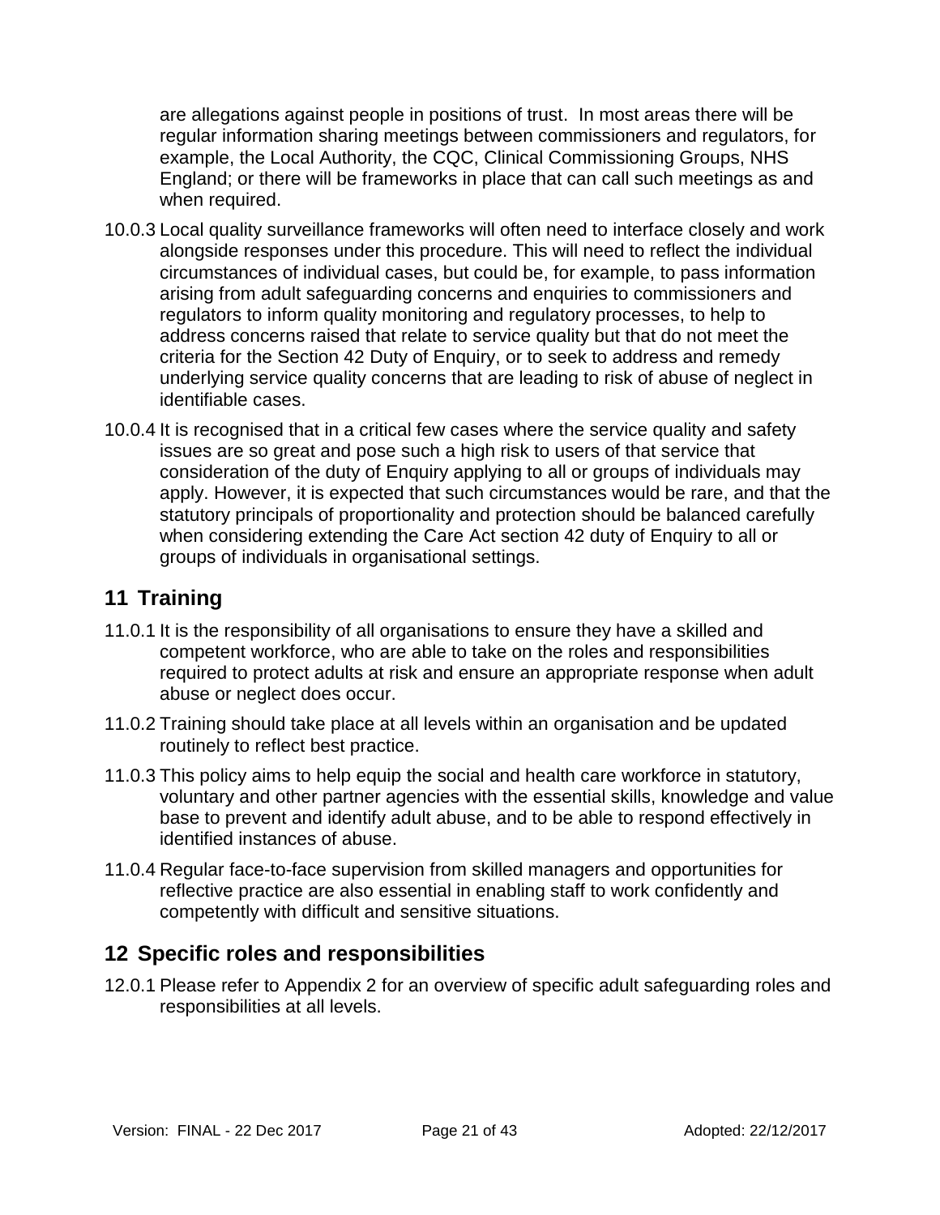are allegations against people in positions of trust. In most areas there will be regular information sharing meetings between commissioners and regulators, for example, the Local Authority, the CQC, Clinical Commissioning Groups, NHS England; or there will be frameworks in place that can call such meetings as and when required.

10.0.3 Local quality surveillance frameworks will often need to interface closely and work alongside responses under this procedure. This will need to reflect the individual circumstances of individual cases, but could be, for example, to pass information arising from adult safeguarding concerns and enquiries to commissioners and regulators to inform quality monitoring and regulatory processes, to help to address concerns raised that relate to service quality but that do not meet the criteria for the Section 42 Duty of Enquiry, or to seek to address and remedy underlying service quality concerns that are leading to risk of abuse of neglect in identifiable cases.

10.0.4 It is recognised that in a critical few cases where the service quality and safety issues are so great and pose such a high risk to users of that service that consideration of the duty of Enquiry applying to all or groups of individuals may apply. However, it is expected that such circumstances would be rare, and that the statutory principals of proportionality and protection should be balanced carefully when considering extending the Care Act section 42 duty of Enquiry to all or groups of individuals in organisational settings.

## 11 Training

11.0.1 It is the responsibility of all organisations to ensure they have a skilled and competent workforce, who are able to take on the roles and responsibilities required to protect adults at risk and ensure an appropriate response when adult abuse or neglect does occur.

11.0.2 Training should take place at all levels within an organisation and be updated routinely to reflect best practice.

11.0.3 This policy aims to help equip the social and health care workforce in statutory, voluntary and other partner agencies with the essential skills, knowledge and value base to prevent and identify adult abuse, and to be able to respond effectively in identified instances of abuse.

11.0.4 Regular face-to-face supervision from skilled managers and opportunities for reflective practice are also essential in enabling staff to work confidently and competently with difficult and sensitive situations.

## 12 Specific roles and responsibilities

12.0.1 Please refer to Appendix 2 for an overview of specific adult safeguarding roles and responsibilities at all levels.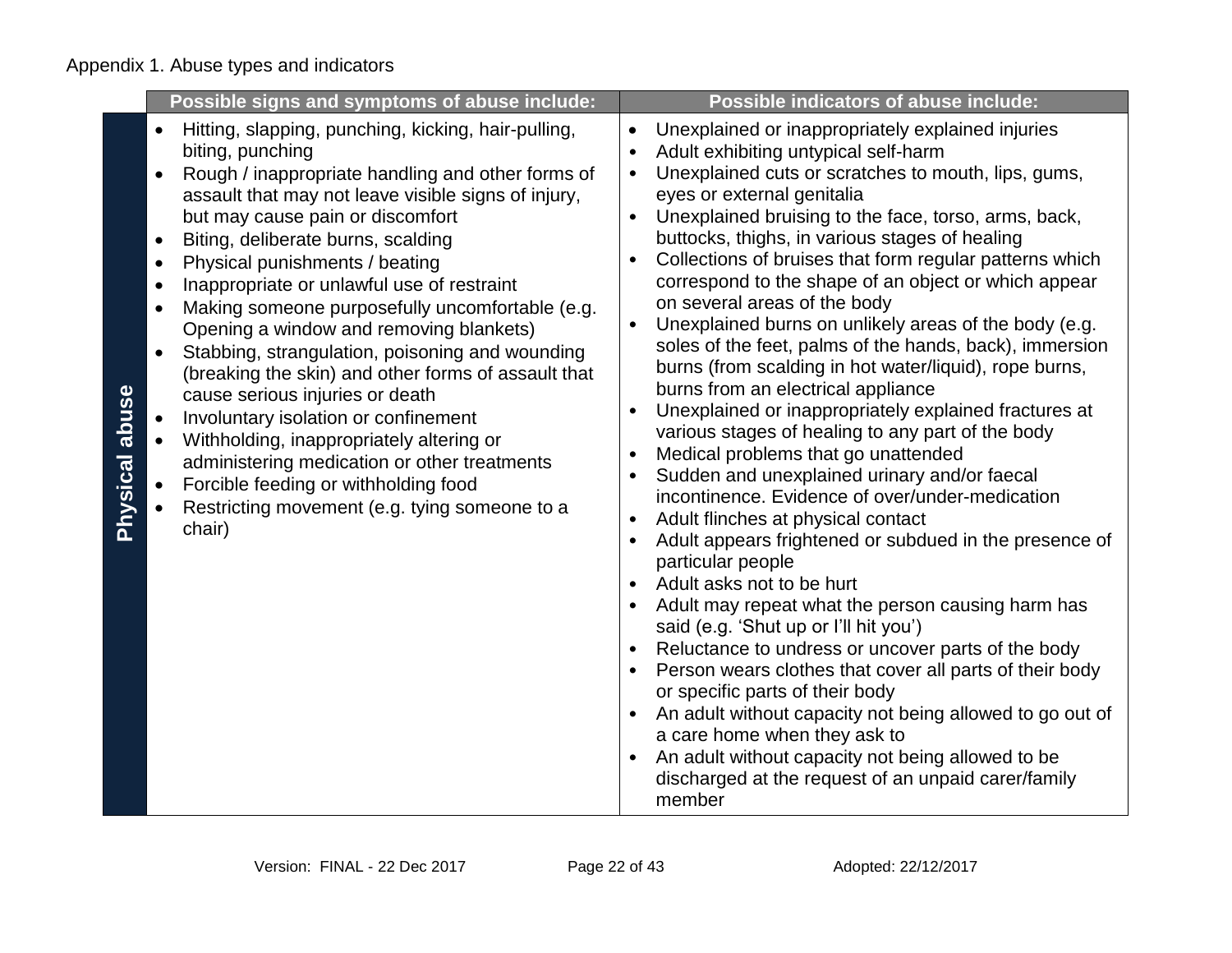Appendix 1. Abuse types and indicators

| | Possible signs and symptoms of abuse include: | Possible indicators of abuse include: |
| --- | --- | --- |
| **Physical abuse** | • Hitting, slapping, punching, kicking, hair-pulling, biting, punching<br>• Rough / inappropriate handling and other forms of assault that may not leave visible signs of injury, but may cause pain or discomfort<br>• Biting, deliberate burns, scalding<br>• Physical punishments / beating<br>• Inappropriate or unlawful use of restraint<br>• Making someone purposefully uncomfortable (e.g. Opening a window and removing blankets)<br>• Stabbing, strangulation, poisoning and wounding (breaking the skin) and other forms of assault that cause serious injuries or death<br>• Involuntary isolation or confinement<br>• Withholding, inappropriately altering or administering medication or other treatments<br>• Forcible feeding or withholding food<br>• Restricting movement (e.g. tying someone to a chair) | • Unexplained or inappropriately explained injuries<br>• Adult exhibiting untypical self-harm<br>• Unexplained cuts or scratches to mouth, lips, gums, eyes or external genitalia<br>• Unexplained bruising to the face, torso, arms, back, buttocks, thighs, in various stages of healing<br>• Collections of bruises that form regular patterns which correspond to the shape of an object or which appear on several areas of the body<br>• Unexplained burns on unlikely areas of the body (e.g. soles of the feet, palms of the hands, back), immersion burns (from scalding in hot water/liquid), rope burns, burns from an electrical appliance<br>• Unexplained or inappropriately explained fractures at various stages of healing to any part of the body<br>• Medical problems that go unattended<br>• Sudden and unexplained urinary and/or faecal incontinence. Evidence of over/under-medication<br>• Adult flinches at physical contact<br>• Adult appears frightened or subdued in the presence of particular people<br>• Adult asks not to be hurt<br>• Adult may repeat what the person causing harm has said (e.g. 'Shut up or I'll hit you')<br>• Reluctance to undress or uncover parts of the body<br>• Person wears clothes that cover all parts of their body or specific parts of their body<br>• An adult without capacity not being allowed to go out of a care home when they ask to<br>• An adult without capacity not being allowed to be discharged at the request of an unpaid carer/family member |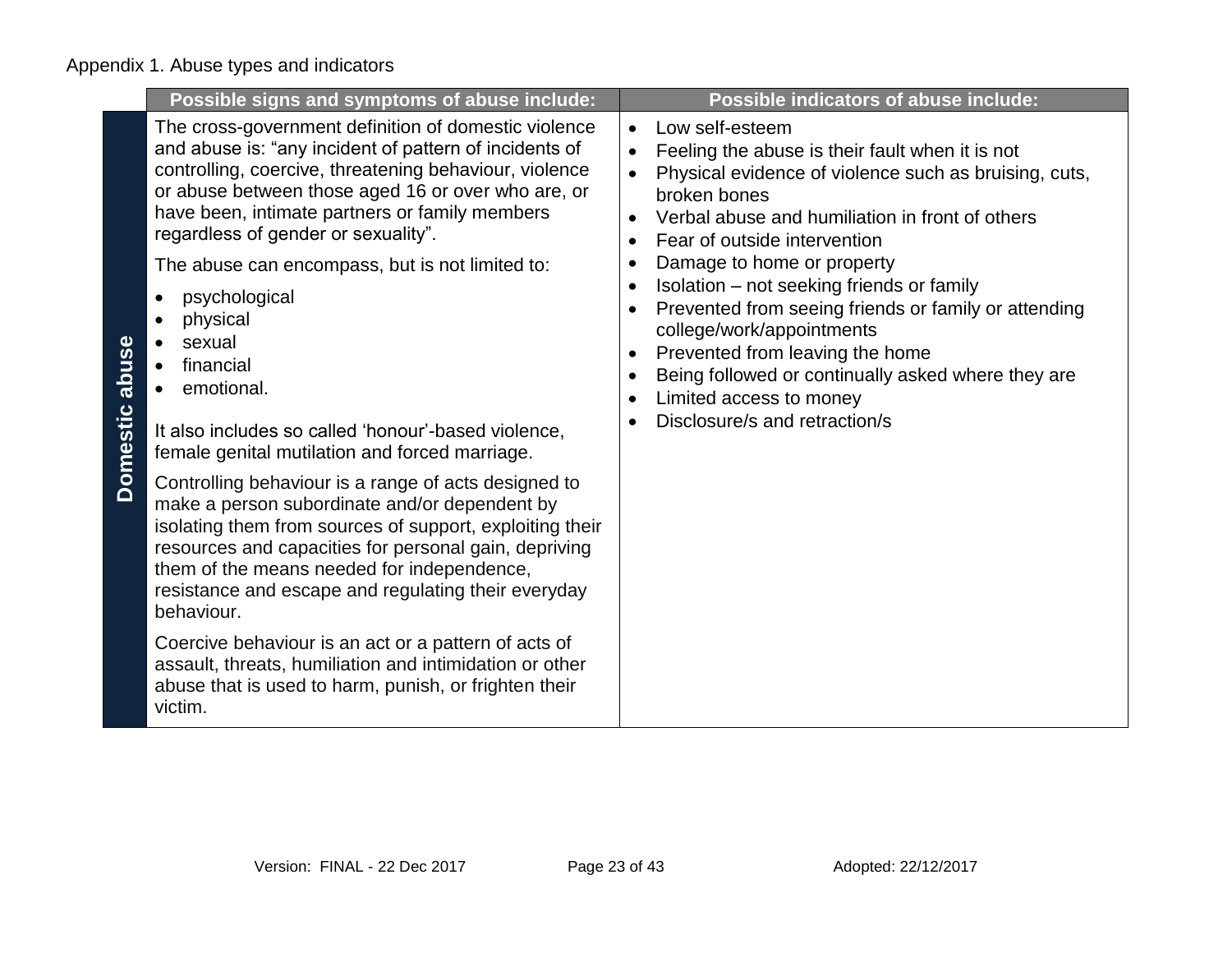Appendix 1. Abuse types and indicators

| | Possible signs and symptoms of abuse include: | Possible indicators of abuse include: |
|---|---|---|
| **Domestic abuse** | The cross-government definition of domestic violence and abuse is: "any incident of pattern of incidents of controlling, coercive, threatening behaviour, violence or abuse between those aged 16 or over who are, or have been, intimate partners or family members regardless of gender or sexuality".<br><br>The abuse can encompass, but is not limited to:<br><br>• psychological<br>• physical<br>• sexual<br>• financial<br>• emotional.<br><br>It also includes so called 'honour'-based violence, female genital mutilation and forced marriage.<br><br>Controlling behaviour is a range of acts designed to make a person subordinate and/or dependent by isolating them from sources of support, exploiting their resources and capacities for personal gain, depriving them of the means needed for independence, resistance and escape and regulating their everyday behaviour.<br><br>Coercive behaviour is an act or a pattern of acts of assault, threats, humiliation and intimidation or other abuse that is used to harm, punish, or frighten their victim. | • Low self-esteem<br>• Feeling the abuse is their fault when it is not<br>• Physical evidence of violence such as bruising, cuts, broken bones<br>• Verbal abuse and humiliation in front of others<br>• Fear of outside intervention<br>• Damage to home or property<br>• Isolation – not seeking friends or family<br>• Prevented from seeing friends or family or attending college/work/appointments<br>• Prevented from leaving the home<br>• Being followed or continually asked where they are<br>• Limited access to money<br>• Disclosure/s and retraction/s |

Version: FINAL - 22 Dec 2017 Adopted: 22/12/2017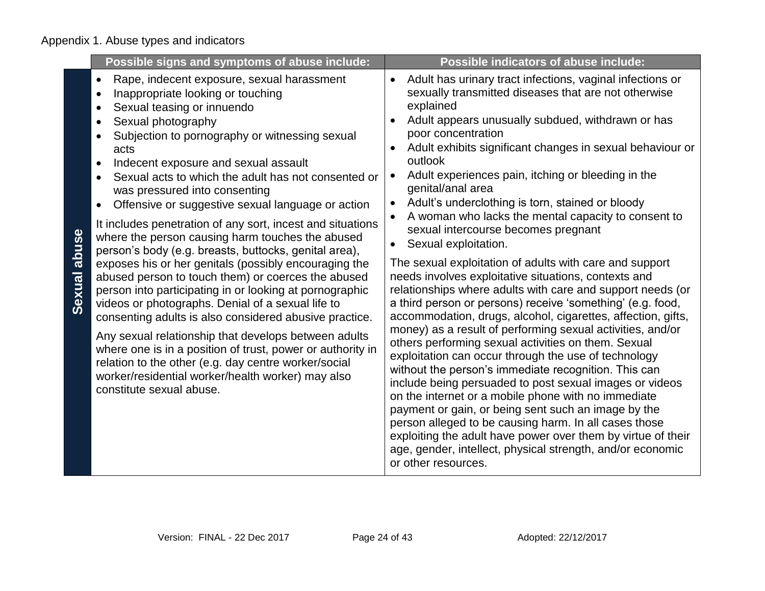Appendix 1. Abuse types and indicators

| | Possible signs and symptoms of abuse include: | Possible indicators of abuse include: |
|---|---|---|
| **Sexual abuse** | • Rape, indecent exposure, sexual harassment<br>• Inappropriate looking or touching<br>• Sexual teasing or innuendo<br>• Sexual photography<br>• Subjection to pornography or witnessing sexual acts<br>• Indecent exposure and sexual assault<br>• Sexual acts to which the adult has not consented or was pressured into consenting<br>• Offensive or suggestive sexual language or action<br><br>It includes penetration of any sort, incest and situations where the person causing harm touches the abused person's body (e.g. breasts, buttocks, genital area), exposes his or her genitals (possibly encouraging the abused person to touch them) or coerces the abused person into participating in or looking at pornographic videos or photographs. Denial of a sexual life to consenting adults is also considered abusive practice.<br><br>Any sexual relationship that develops between adults where one is in a position of trust, power or authority in relation to the other (e.g. day centre worker/social worker/residential worker/health worker) may also constitute sexual abuse. | • Adult has urinary tract infections, vaginal infections or sexually transmitted diseases that are not otherwise explained<br>• Adult appears unusually subdued, withdrawn or has poor concentration<br>• Adult exhibits significant changes in sexual behaviour or outlook<br>• Adult experiences pain, itching or bleeding in the genital/anal area<br>• Adult's underclothing is torn, stained or bloody<br>• A woman who lacks the mental capacity to consent to sexual intercourse becomes pregnant<br>• Sexual exploitation.<br><br>The sexual exploitation of adults with care and support needs involves exploitative situations, contexts and relationships where adults with care and support needs (or a third person or persons) receive 'something' (e.g. food, accommodation, drugs, alcohol, cigarettes, affection, gifts, money) as a result of performing sexual activities, and/or others performing sexual activities on them. Sexual exploitation can occur through the use of technology without the person's immediate recognition. This can include being persuaded to post sexual images or videos on the internet or a mobile phone with no immediate payment or gain, or being sent such an image by the person alleged to be causing harm. In all cases those exploiting the adult have power over them by virtue of their age, gender, intellect, physical strength, and/or economic or other resources. |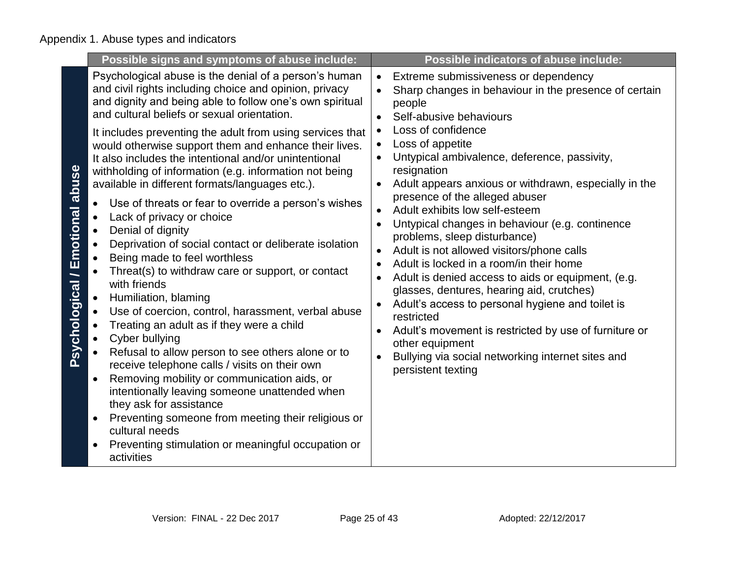Appendix 1. Abuse types and indicators

| | Possible signs and symptoms of abuse include: | Possible indicators of abuse include: |
|---|---|---|
| **Psychological / Emotional abuse** | Psychological abuse is the denial of a person's human and civil rights including choice and opinion, privacy and dignity and being able to follow one's own spiritual and cultural beliefs or sexual orientation.<br><br>It includes preventing the adult from using services that would otherwise support them and enhance their lives. It also includes the intentional and/or unintentional withholding of information (e.g. information not being available in different formats/languages etc.).<br><br>• Use of threats or fear to override a person's wishes<br>• Lack of privacy or choice<br>• Denial of dignity<br>• Deprivation of social contact or deliberate isolation<br>• Being made to feel worthless<br>• Threat(s) to withdraw care or support, or contact with friends<br>• Humiliation, blaming<br>• Use of coercion, control, harassment, verbal abuse<br>• Treating an adult as if they were a child<br>• Cyber bullying<br>• Refusal to allow person to see others alone or to receive telephone calls / visits on their own<br>• Removing mobility or communication aids, or intentionally leaving someone unattended when they ask for assistance<br>• Preventing someone from meeting their religious or cultural needs<br>• Preventing stimulation or meaningful occupation or activities | • Extreme submissiveness or dependency<br>• Sharp changes in behaviour in the presence of certain people<br>• Self-abusive behaviours<br>• Loss of confidence<br>• Loss of appetite<br>• Untypical ambivalence, deference, passivity, resignation<br>• Adult appears anxious or withdrawn, especially in the presence of the alleged abuser<br>• Adult exhibits low self-esteem<br>• Untypical changes in behaviour (e.g. continence problems, sleep disturbance)<br>• Adult is not allowed visitors/phone calls<br>• Adult is locked in a room/in their home<br>• Adult is denied access to aids or equipment, (e.g. glasses, dentures, hearing aid, crutches)<br>• Adult's access to personal hygiene and toilet is restricted<br>• Adult's movement is restricted by use of furniture or other equipment<br>• Bullying via social networking internet sites and persistent texting |

Version: FINAL - 22 Dec 2017 Adopted: 22/12/2017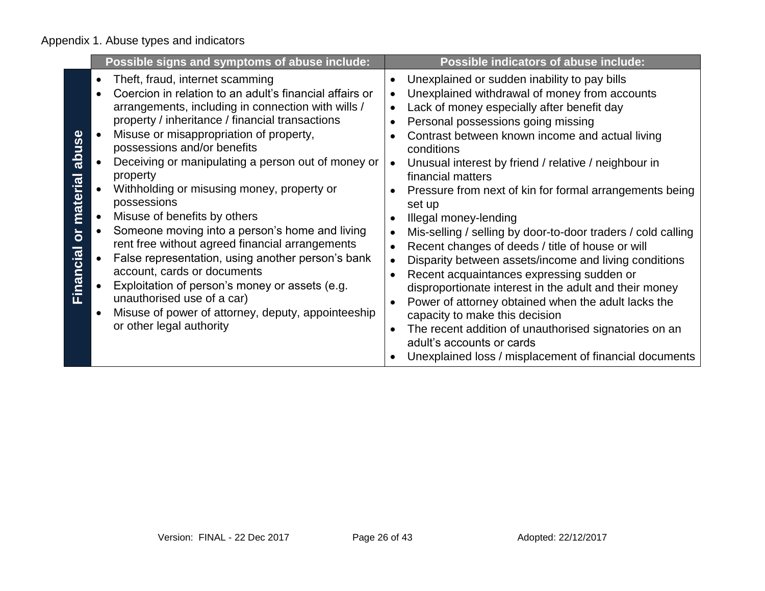Appendix 1. Abuse types and indicators

| | Possible signs and symptoms of abuse include: | Possible indicators of abuse include: |
|---|---|---|
| **Financial or material abuse** | • Theft, fraud, internet scamming<br>• Coercion in relation to an adult's financial affairs or arrangements, including in connection with wills / property / inheritance / financial transactions<br>• Misuse or misappropriation of property, possessions and/or benefits<br>• Deceiving or manipulating a person out of money or property<br>• Withholding or misusing money, property or possessions<br>• Misuse of benefits by others<br>• Someone moving into a person's home and living rent free without agreed financial arrangements<br>• False representation, using another person's bank account, cards or documents<br>• Exploitation of person's money or assets (e.g. unauthorised use of a car)<br>• Misuse of power of attorney, deputy, appointeeship or other legal authority | • Unexplained or sudden inability to pay bills<br>• Unexplained withdrawal of money from accounts<br>• Lack of money especially after benefit day<br>• Personal possessions going missing<br>• Contrast between known income and actual living conditions<br>• Unusual interest by friend / relative / neighbour in financial matters<br>• Pressure from next of kin for formal arrangements being set up<br>• Illegal money-lending<br>• Mis-selling / selling by door-to-door traders / cold calling<br>• Recent changes of deeds / title of house or will<br>• Disparity between assets/income and living conditions<br>• Recent acquaintances expressing sudden or disproportionate interest in the adult and their money<br>• Power of attorney obtained when the adult lacks the capacity to make this decision<br>• The recent addition of unauthorised signatories on an adult's accounts or cards<br>• Unexplained loss / misplacement of financial documents |

Version: FINAL - 22 Dec 2017 Adopted: 22/12/2017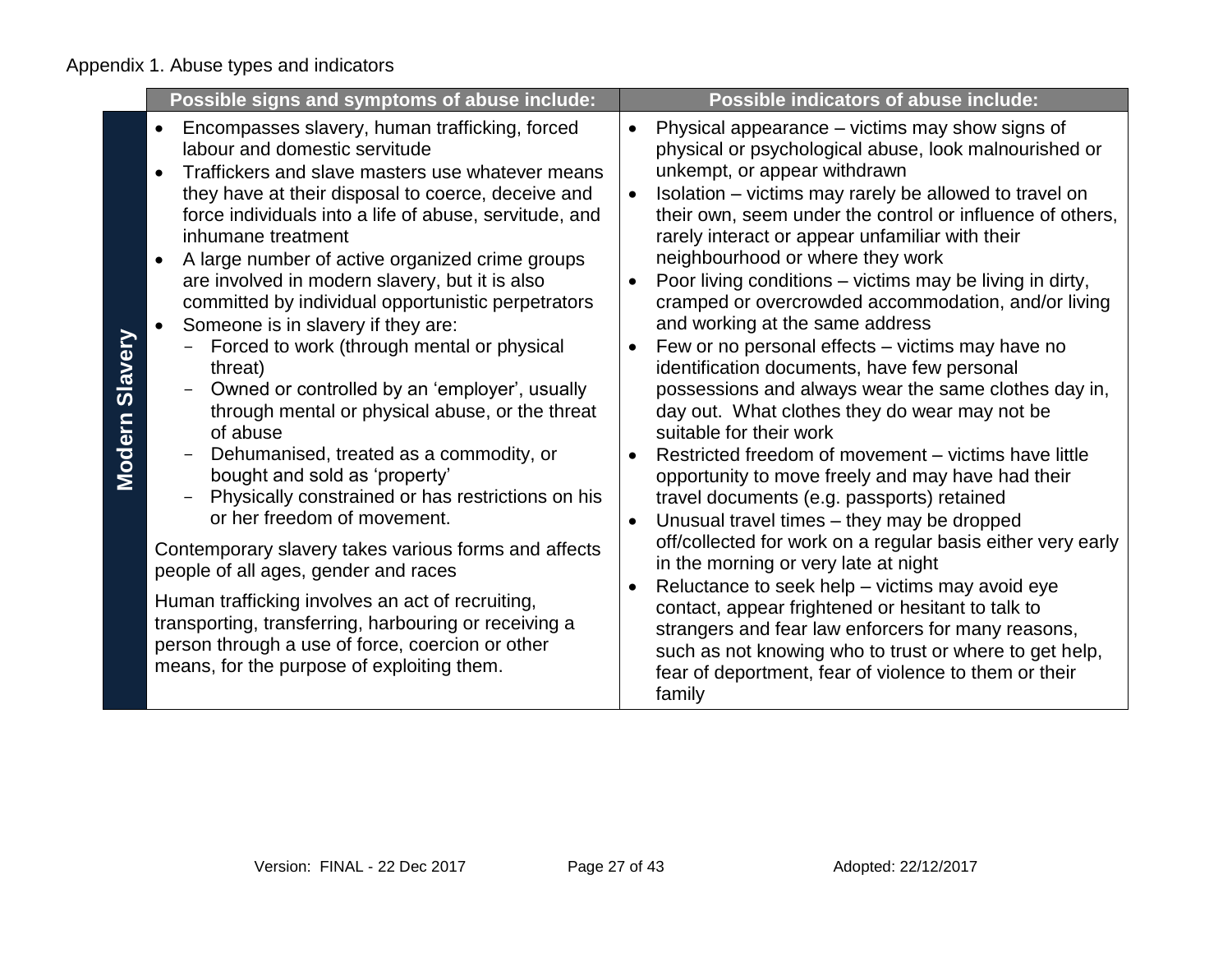Appendix 1. Abuse types and indicators

| | Possible signs and symptoms of abuse include: | Possible indicators of abuse include: |
|---|---|---|
| **Modern Slavery** | • Encompasses slavery, human trafficking, forced labour and domestic servitude<br>• Traffickers and slave masters use whatever means they have at their disposal to coerce, deceive and force individuals into a life of abuse, servitude, and inhumane treatment<br>• A large number of active organized crime groups are involved in modern slavery, but it is also committed by individual opportunistic perpetrators<br>• Someone is in slavery if they are:<br>&nbsp;&nbsp;– Forced to work (through mental or physical threat)<br>&nbsp;&nbsp;– Owned or controlled by an 'employer', usually through mental or physical abuse, or the threat of abuse<br>&nbsp;&nbsp;– Dehumanised, treated as a commodity, or bought and sold as 'property'<br>&nbsp;&nbsp;– Physically constrained or has restrictions on his or her freedom of movement.<br><br>Contemporary slavery takes various forms and affects people of all ages, gender and races<br><br>Human trafficking involves an act of recruiting, transporting, transferring, harbouring or receiving a person through a use of force, coercion or other means, for the purpose of exploiting them. | • Physical appearance – victims may show signs of physical or psychological abuse, look malnourished or unkempt, or appear withdrawn<br>• Isolation – victims may rarely be allowed to travel on their own, seem under the control or influence of others, rarely interact or appear unfamiliar with their neighbourhood or where they work<br>• Poor living conditions – victims may be living in dirty, cramped or overcrowded accommodation, and/or living and working at the same address<br>• Few or no personal effects – victims may have no identification documents, have few personal possessions and always wear the same clothes day in, day out. What clothes they do wear may not be suitable for their work<br>• Restricted freedom of movement – victims have little opportunity to move freely and may have had their travel documents (e.g. passports) retained<br>• Unusual travel times – they may be dropped off/collected for work on a regular basis either very early in the morning or very late at night<br>• Reluctance to seek help – victims may avoid eye contact, appear frightened or hesitant to talk to strangers and fear law enforcers for many reasons, such as not knowing who to trust or where to get help, fear of deportment, fear of violence to them or their family |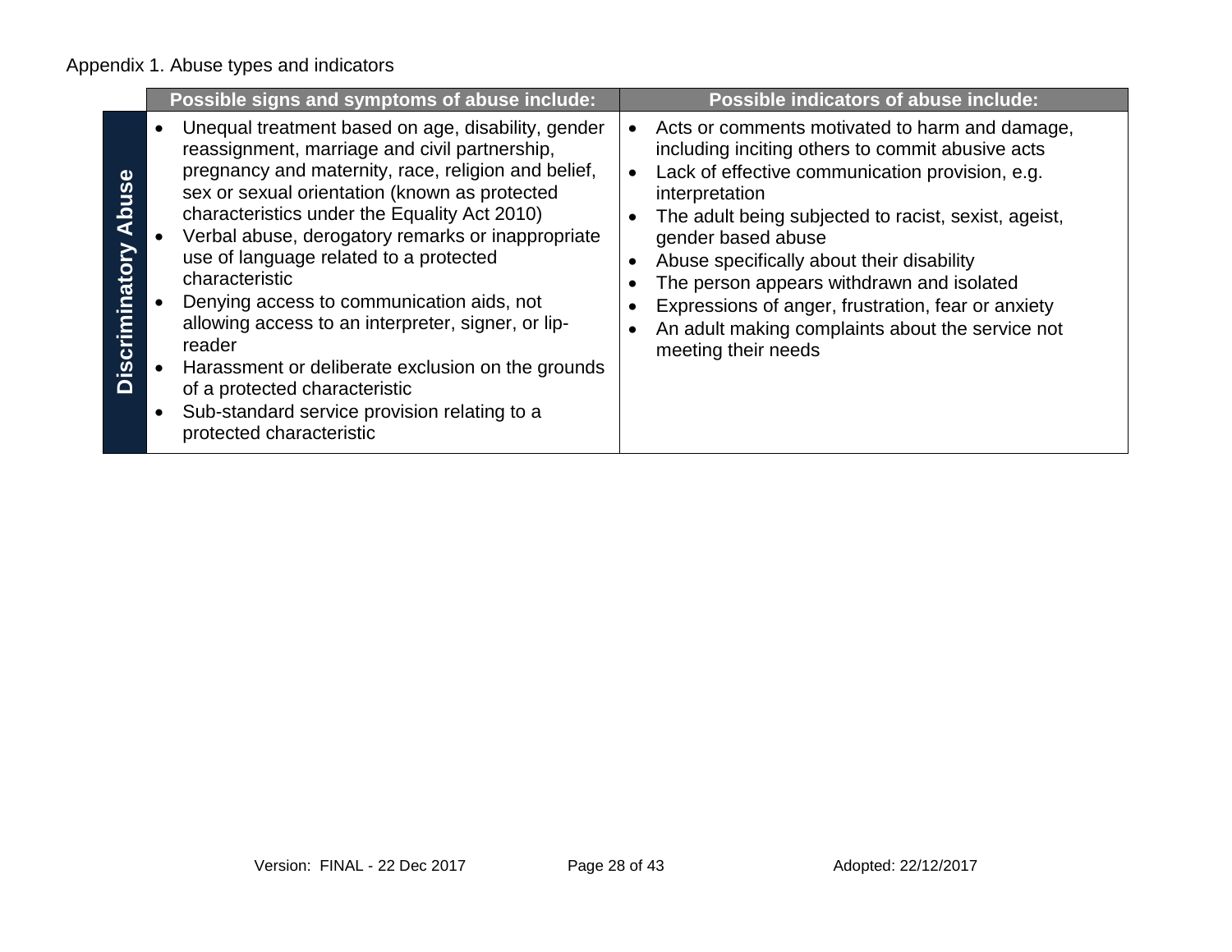Appendix 1. Abuse types and indicators

| | Possible signs and symptoms of abuse include: | Possible indicators of abuse include: |
|---|---|---|
| **Discriminatory Abuse** | • Unequal treatment based on age, disability, gender reassignment, marriage and civil partnership, pregnancy and maternity, race, religion and belief, sex or sexual orientation (known as protected characteristics under the Equality Act 2010)<br>• Verbal abuse, derogatory remarks or inappropriate use of language related to a protected characteristic<br>• Denying access to communication aids, not allowing access to an interpreter, signer, or lip-reader<br>• Harassment or deliberate exclusion on the grounds of a protected characteristic<br>• Sub-standard service provision relating to a protected characteristic | • Acts or comments motivated to harm and damage, including inciting others to commit abusive acts<br>• Lack of effective communication provision, e.g. interpretation<br>• The adult being subjected to racist, sexist, ageist, gender based abuse<br>• Abuse specifically about their disability<br>• The person appears withdrawn and isolated<br>• Expressions of anger, frustration, fear or anxiety<br>• An adult making complaints about the service not meeting their needs |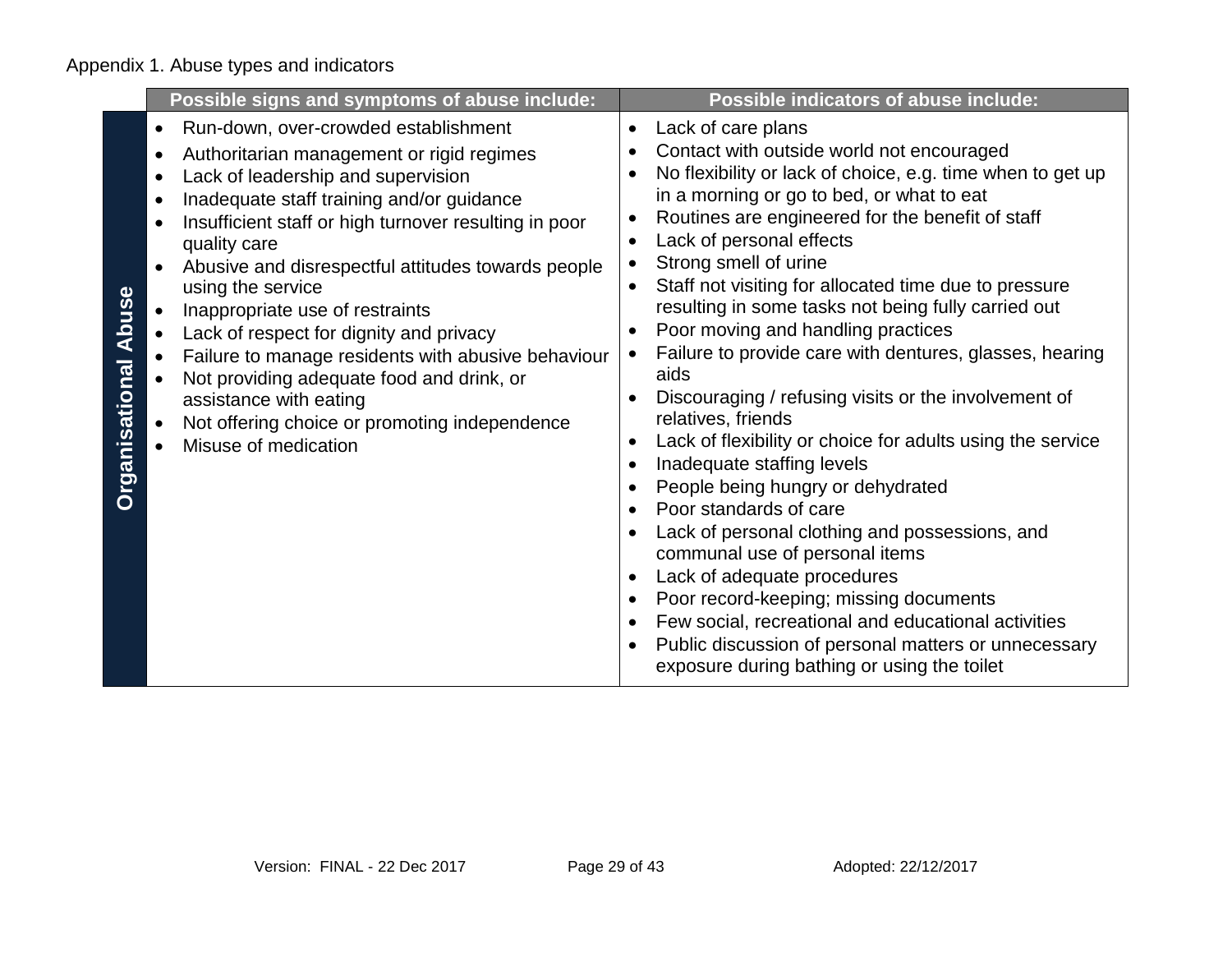Appendix 1. Abuse types and indicators

| | Possible signs and symptoms of abuse include: | Possible indicators of abuse include: |
|---|---|---|
| **Organisational Abuse** | • Run-down, over-crowded establishment<br>• Authoritarian management or rigid regimes<br>• Lack of leadership and supervision<br>• Inadequate staff training and/or guidance<br>• Insufficient staff or high turnover resulting in poor quality care<br>• Abusive and disrespectful attitudes towards people using the service<br>• Inappropriate use of restraints<br>• Lack of respect for dignity and privacy<br>• Failure to manage residents with abusive behaviour<br>• Not providing adequate food and drink, or assistance with eating<br>• Not offering choice or promoting independence<br>• Misuse of medication | • Lack of care plans<br>• Contact with outside world not encouraged<br>• No flexibility or lack of choice, e.g. time when to get up in a morning or go to bed, or what to eat<br>• Routines are engineered for the benefit of staff<br>• Lack of personal effects<br>• Strong smell of urine<br>• Staff not visiting for allocated time due to pressure resulting in some tasks not being fully carried out<br>• Poor moving and handling practices<br>• Failure to provide care with dentures, glasses, hearing aids<br>• Discouraging / refusing visits or the involvement of relatives, friends<br>• Lack of flexibility or choice for adults using the service<br>• Inadequate staffing levels<br>• People being hungry or dehydrated<br>• Poor standards of care<br>• Lack of personal clothing and possessions, and communal use of personal items<br>• Lack of adequate procedures<br>• Poor record-keeping; missing documents<br>• Few social, recreational and educational activities<br>• Public discussion of personal matters or unnecessary exposure during bathing or using the toilet |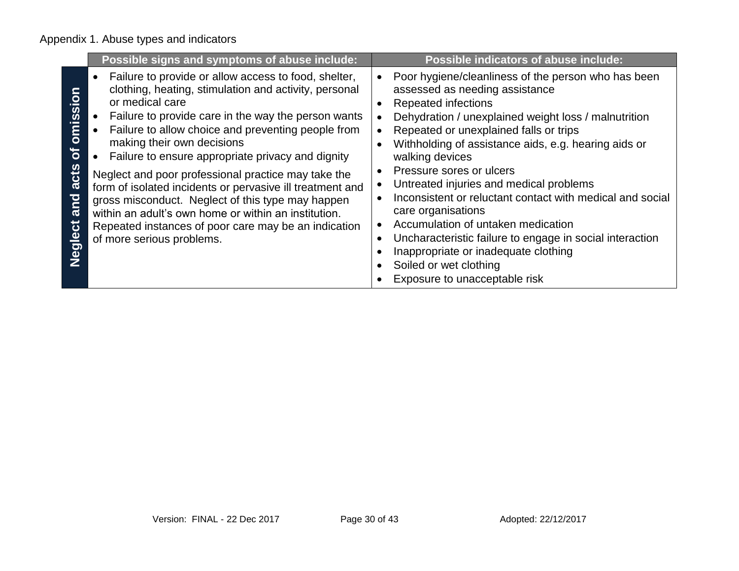Appendix 1. Abuse types and indicators

| | Possible signs and symptoms of abuse include: | Possible indicators of abuse include: |
|---|---|---|
| **Neglect and acts of omission** | • Failure to provide or allow access to food, shelter, clothing, heating, stimulation and activity, personal or medical care<br>• Failure to provide care in the way the person wants<br>• Failure to allow choice and preventing people from making their own decisions<br>• Failure to ensure appropriate privacy and dignity<br><br>Neglect and poor professional practice may take the form of isolated incidents or pervasive ill treatment and gross misconduct. Neglect of this type may happen within an adult's own home or within an institution. Repeated instances of poor care may be an indication of more serious problems. | • Poor hygiene/cleanliness of the person who has been assessed as needing assistance<br>• Repeated infections<br>• Dehydration / unexplained weight loss / malnutrition<br>• Repeated or unexplained falls or trips<br>• Withholding of assistance aids, e.g. hearing aids or walking devices<br>• Pressure sores or ulcers<br>• Untreated injuries and medical problems<br>• Inconsistent or reluctant contact with medical and social care organisations<br>• Accumulation of untaken medication<br>• Uncharacteristic failure to engage in social interaction<br>• Inappropriate or inadequate clothing<br>• Soiled or wet clothing<br>• Exposure to unacceptable risk |

Version: FINAL - 22 Dec 2017 Adopted: 22/12/2017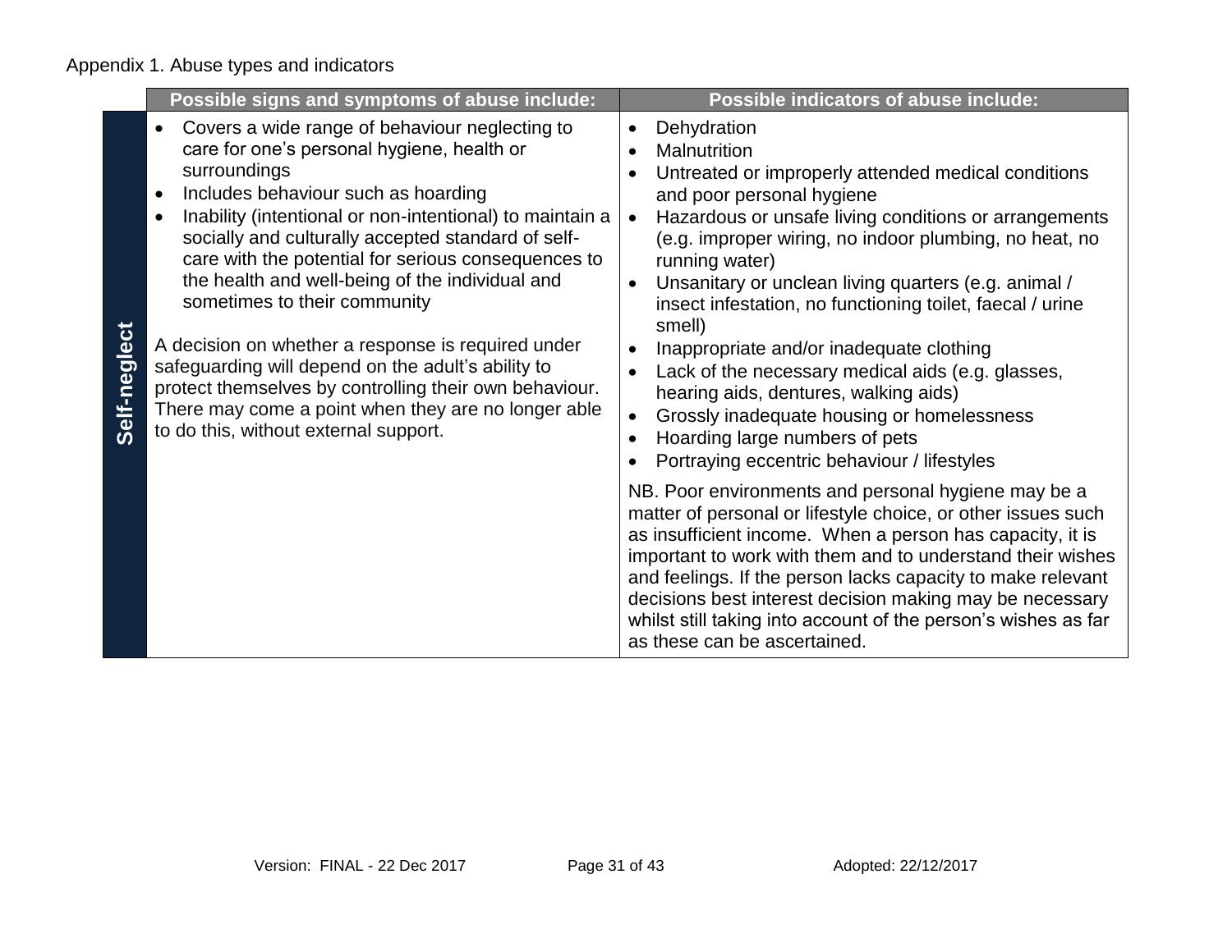Appendix 1. Abuse types and indicators

| | Possible signs and symptoms of abuse include: | Possible indicators of abuse include: |
|---|---|---|
| **Self-neglect** | • Covers a wide range of behaviour neglecting to care for one's personal hygiene, health or surroundings<br>• Includes behaviour such as hoarding<br>• Inability (intentional or non-intentional) to maintain a socially and culturally accepted standard of self-care with the potential for serious consequences to the health and well-being of the individual and sometimes to their community<br><br>A decision on whether a response is required under safeguarding will depend on the adult's ability to protect themselves by controlling their own behaviour. There may come a point when they are no longer able to do this, without external support. | • Dehydration<br>• Malnutrition<br>• Untreated or improperly attended medical conditions and poor personal hygiene<br>• Hazardous or unsafe living conditions or arrangements (e.g. improper wiring, no indoor plumbing, no heat, no running water)<br>• Unsanitary or unclean living quarters (e.g. animal / insect infestation, no functioning toilet, faecal / urine smell)<br>• Inappropriate and/or inadequate clothing<br>• Lack of the necessary medical aids (e.g. glasses, hearing aids, dentures, walking aids)<br>• Grossly inadequate housing or homelessness<br>• Hoarding large numbers of pets<br>• Portraying eccentric behaviour / lifestyles<br><br>NB. Poor environments and personal hygiene may be a matter of personal or lifestyle choice, or other issues such as insufficient income. When a person has capacity, it is important to work with them and to understand their wishes and feelings. If the person lacks capacity to make relevant decisions best interest decision making may be necessary whilst still taking into account of the person's wishes as far as these can be ascertained. |

Version: FINAL - 22 Dec 2017 Adopted: 22/12/2017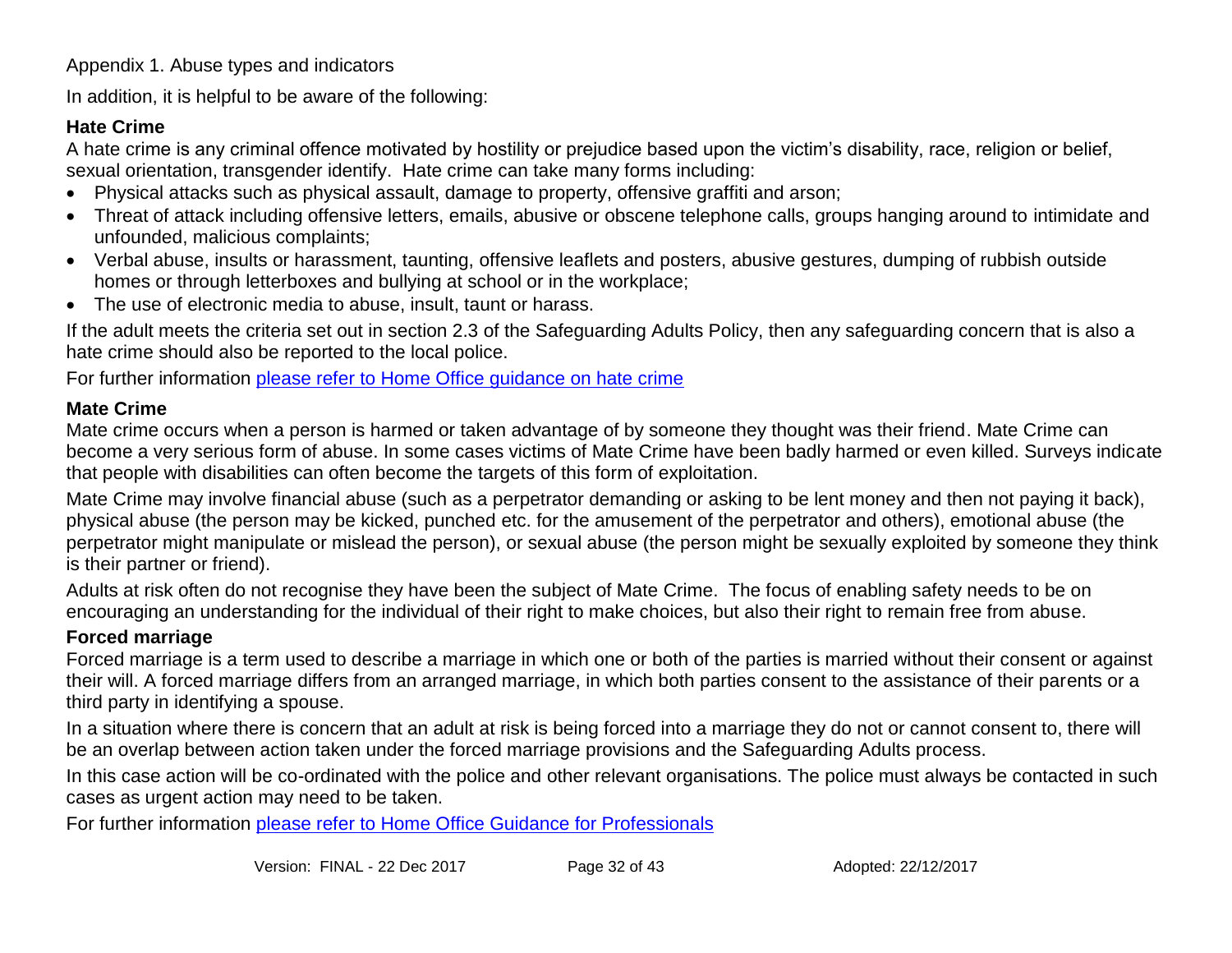Appendix 1. Abuse types and indicators

In addition, it is helpful to be aware of the following:

**Hate Crime**

A hate crime is any criminal offence motivated by hostility or prejudice based upon the victim's disability, race, religion or belief, sexual orientation, transgender identify. Hate crime can take many forms including:

- Physical attacks such as physical assault, damage to property, offensive graffiti and arson;
- Threat of attack including offensive letters, emails, abusive or obscene telephone calls, groups hanging around to intimidate and unfounded, malicious complaints;
- Verbal abuse, insults or harassment, taunting, offensive leaflets and posters, abusive gestures, dumping of rubbish outside homes or through letterboxes and bullying at school or in the workplace;
- The use of electronic media to abuse, insult, taunt or harass.

If the adult meets the criteria set out in section 2.3 of the Safeguarding Adults Policy, then any safeguarding concern that is also a hate crime should also be reported to the local police.

For further information [please refer to Home Office guidance on hate crime]()

**Mate Crime**

Mate crime occurs when a person is harmed or taken advantage of by someone they thought was their friend. Mate Crime can become a very serious form of abuse. In some cases victims of Mate Crime have been badly harmed or even killed. Surveys indicate that people with disabilities can often become the targets of this form of exploitation.

Mate Crime may involve financial abuse (such as a perpetrator demanding or asking to be lent money and then not paying it back), physical abuse (the person may be kicked, punched etc. for the amusement of the perpetrator and others), emotional abuse (the perpetrator might manipulate or mislead the person), or sexual abuse (the person might be sexually exploited by someone they think is their partner or friend).

Adults at risk often do not recognise they have been the subject of Mate Crime. The focus of enabling safety needs to be on encouraging an understanding for the individual of their right to make choices, but also their right to remain free from abuse.

**Forced marriage**

Forced marriage is a term used to describe a marriage in which one or both of the parties is married without their consent or against their will. A forced marriage differs from an arranged marriage, in which both parties consent to the assistance of their parents or a third party in identifying a spouse.

In a situation where there is concern that an adult at risk is being forced into a marriage they do not or cannot consent to, there will be an overlap between action taken under the forced marriage provisions and the Safeguarding Adults process.

In this case action will be co-ordinated with the police and other relevant organisations. The police must always be contacted in such cases as urgent action may need to be taken.

For further information [please refer to Home Office Guidance for Professionals]()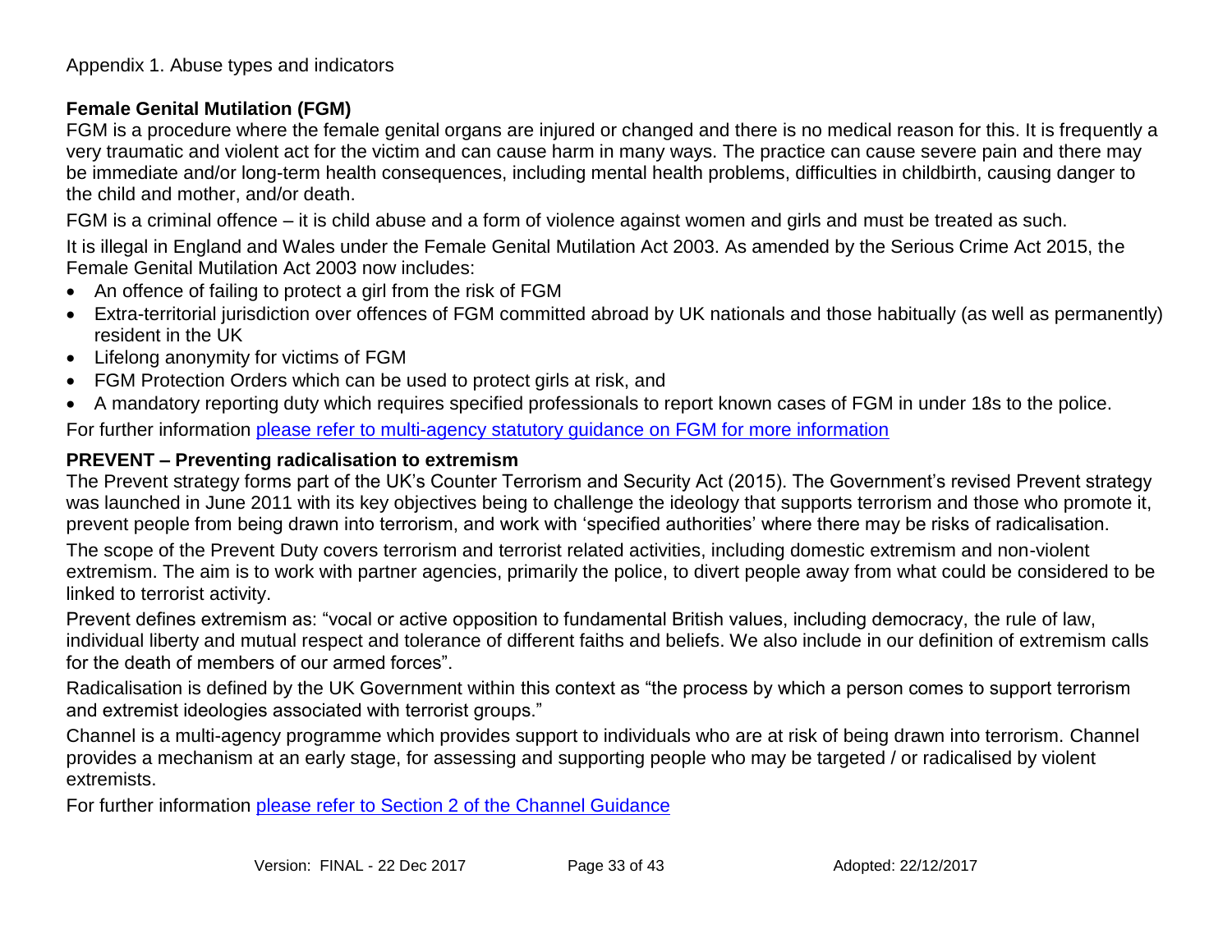Appendix 1. Abuse types and indicators

**Female Genital Mutilation (FGM)**

FGM is a procedure where the female genital organs are injured or changed and there is no medical reason for this. It is frequently a very traumatic and violent act for the victim and can cause harm in many ways. The practice can cause severe pain and there may be immediate and/or long-term health consequences, including mental health problems, difficulties in childbirth, causing danger to the child and mother, and/or death.

FGM is a criminal offence – it is child abuse and a form of violence against women and girls and must be treated as such.

It is illegal in England and Wales under the Female Genital Mutilation Act 2003. As amended by the Serious Crime Act 2015, the Female Genital Mutilation Act 2003 now includes:

- An offence of failing to protect a girl from the risk of FGM
- Extra-territorial jurisdiction over offences of FGM committed abroad by UK nationals and those habitually (as well as permanently) resident in the UK
- Lifelong anonymity for victims of FGM
- FGM Protection Orders which can be used to protect girls at risk, and
- A mandatory reporting duty which requires specified professionals to report known cases of FGM in under 18s to the police.

For further information please refer to multi-agency statutory guidance on FGM for more information

**PREVENT – Preventing radicalisation to extremism**

The Prevent strategy forms part of the UK's Counter Terrorism and Security Act (2015). The Government's revised Prevent strategy was launched in June 2011 with its key objectives being to challenge the ideology that supports terrorism and those who promote it, prevent people from being drawn into terrorism, and work with 'specified authorities' where there may be risks of radicalisation.

The scope of the Prevent Duty covers terrorism and terrorist related activities, including domestic extremism and non-violent extremism. The aim is to work with partner agencies, primarily the police, to divert people away from what could be considered to be linked to terrorist activity.

Prevent defines extremism as: "vocal or active opposition to fundamental British values, including democracy, the rule of law, individual liberty and mutual respect and tolerance of different faiths and beliefs. We also include in our definition of extremism calls for the death of members of our armed forces".

Radicalisation is defined by the UK Government within this context as "the process by which a person comes to support terrorism and extremist ideologies associated with terrorist groups."

Channel is a multi-agency programme which provides support to individuals who are at risk of being drawn into terrorism. Channel provides a mechanism at an early stage, for assessing and supporting people who may be targeted / or radicalised by violent extremists.

For further information please refer to Section 2 of the Channel Guidance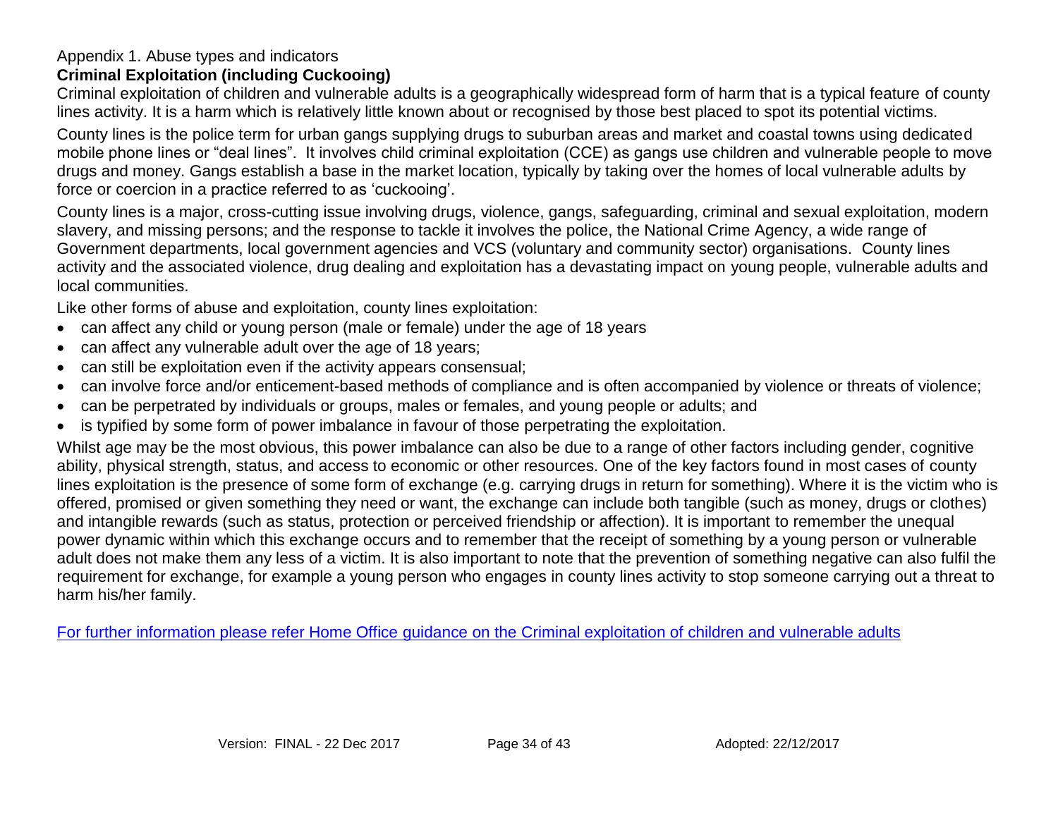Appendix 1. Abuse types and indicators

**Criminal Exploitation (including Cuckooing)**

Criminal exploitation of children and vulnerable adults is a geographically widespread form of harm that is a typical feature of county lines activity. It is a harm which is relatively little known about or recognised by those best placed to spot its potential victims.

County lines is the police term for urban gangs supplying drugs to suburban areas and market and coastal towns using dedicated mobile phone lines or “deal lines”. It involves child criminal exploitation (CCE) as gangs use children and vulnerable people to move drugs and money. Gangs establish a base in the market location, typically by taking over the homes of local vulnerable adults by force or coercion in a practice referred to as ‘cuckooing’.

County lines is a major, cross-cutting issue involving drugs, violence, gangs, safeguarding, criminal and sexual exploitation, modern slavery, and missing persons; and the response to tackle it involves the police, the National Crime Agency, a wide range of Government departments, local government agencies and VCS (voluntary and community sector) organisations. County lines activity and the associated violence, drug dealing and exploitation has a devastating impact on young people, vulnerable adults and local communities.

Like other forms of abuse and exploitation, county lines exploitation:

- can affect any child or young person (male or female) under the age of 18 years
- can affect any vulnerable adult over the age of 18 years;
- can still be exploitation even if the activity appears consensual;
- can involve force and/or enticement-based methods of compliance and is often accompanied by violence or threats of violence;
- can be perpetrated by individuals or groups, males or females, and young people or adults; and
- is typified by some form of power imbalance in favour of those perpetrating the exploitation.

Whilst age may be the most obvious, this power imbalance can also be due to a range of other factors including gender, cognitive ability, physical strength, status, and access to economic or other resources. One of the key factors found in most cases of county lines exploitation is the presence of some form of exchange (e.g. carrying drugs in return for something). Where it is the victim who is offered, promised or given something they need or want, the exchange can include both tangible (such as money, drugs or clothes) and intangible rewards (such as status, protection or perceived friendship or affection). It is important to remember the unequal power dynamic within which this exchange occurs and to remember that the receipt of something by a young person or vulnerable adult does not make them any less of a victim. It is also important to note that the prevention of something negative can also fulfil the requirement for exchange, for example a young person who engages in county lines activity to stop someone carrying out a threat to harm his/her family.

For further information please refer Home Office guidance on the Criminal exploitation of children and vulnerable adults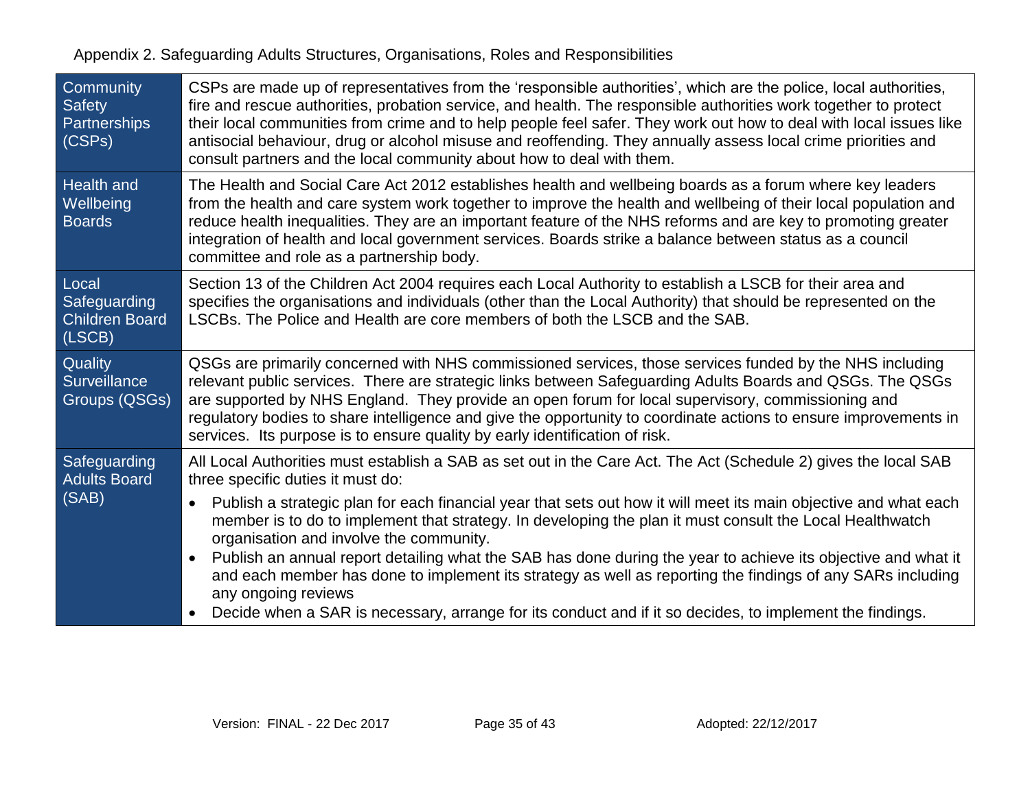Appendix 2. Safeguarding Adults Structures, Organisations, Roles and Responsibilities

| | |
|---|---|
| Community Safety Partnerships (CSPs) | CSPs are made up of representatives from the 'responsible authorities', which are the police, local authorities, fire and rescue authorities, probation service, and health. The responsible authorities work together to protect their local communities from crime and to help people feel safer. They work out how to deal with local issues like antisocial behaviour, drug or alcohol misuse and reoffending. They annually assess local crime priorities and consult partners and the local community about how to deal with them. |
| Health and Wellbeing Boards | The Health and Social Care Act 2012 establishes health and wellbeing boards as a forum where key leaders from the health and care system work together to improve the health and wellbeing of their local population and reduce health inequalities. They are an important feature of the NHS reforms and are key to promoting greater integration of health and local government services. Boards strike a balance between status as a council committee and role as a partnership body. |
| Local Safeguarding Children Board (LSCB) | Section 13 of the Children Act 2004 requires each Local Authority to establish a LSCB for their area and specifies the organisations and individuals (other than the Local Authority) that should be represented on the LSCBs. The Police and Health are core members of both the LSCB and the SAB. |
| Quality Surveillance Groups (QSGs) | QSGs are primarily concerned with NHS commissioned services, those services funded by the NHS including relevant public services. There are strategic links between Safeguarding Adults Boards and QSGs. The QSGs are supported by NHS England. They provide an open forum for local supervisory, commissioning and regulatory bodies to share intelligence and give the opportunity to coordinate actions to ensure improvements in services. Its purpose is to ensure quality by early identification of risk. |
| Safeguarding Adults Board (SAB) | All Local Authorities must establish a SAB as set out in the Care Act. The Act (Schedule 2) gives the local SAB three specific duties it must do:<br>• Publish a strategic plan for each financial year that sets out how it will meet its main objective and what each member is to do to implement that strategy. In developing the plan it must consult the Local Healthwatch organisation and involve the community.<br>• Publish an annual report detailing what the SAB has done during the year to achieve its objective and what it and each member has done to implement its strategy as well as reporting the findings of any SARs including any ongoing reviews<br>• Decide when a SAR is necessary, arrange for its conduct and if it so decides, to implement the findings. |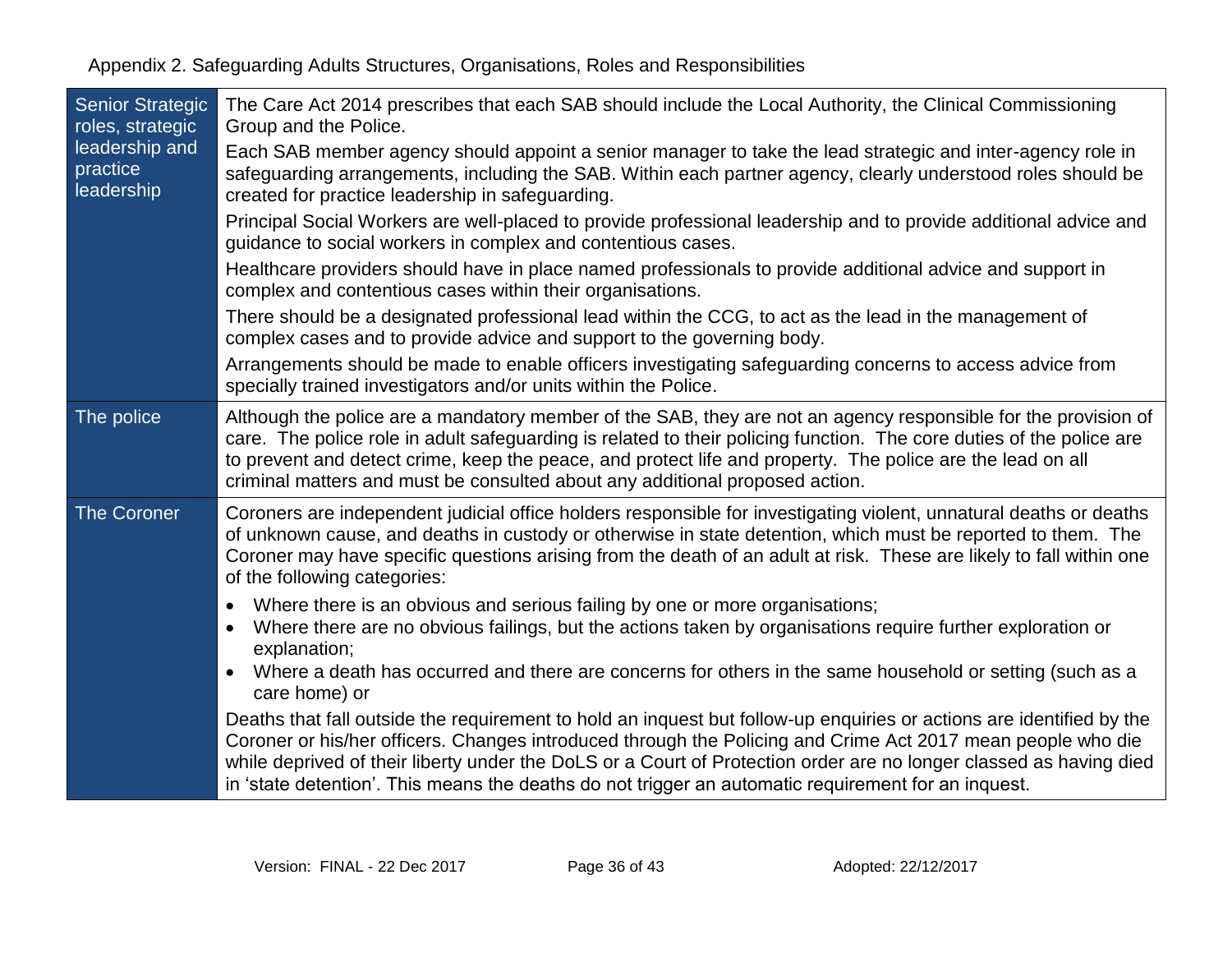Appendix 2. Safeguarding Adults Structures, Organisations, Roles and Responsibilities

| | |
|---|---|
| Senior Strategic roles, strategic leadership and practice leadership | The Care Act 2014 prescribes that each SAB should include the Local Authority, the Clinical Commissioning Group and the Police.<br><br>Each SAB member agency should appoint a senior manager to take the lead strategic and inter-agency role in safeguarding arrangements, including the SAB. Within each partner agency, clearly understood roles should be created for practice leadership in safeguarding.<br><br>Principal Social Workers are well-placed to provide professional leadership and to provide additional advice and guidance to social workers in complex and contentious cases.<br><br>Healthcare providers should have in place named professionals to provide additional advice and support in complex and contentious cases within their organisations.<br><br>There should be a designated professional lead within the CCG, to act as the lead in the management of complex cases and to provide advice and support to the governing body.<br><br>Arrangements should be made to enable officers investigating safeguarding concerns to access advice from specially trained investigators and/or units within the Police. |
| The police | Although the police are a mandatory member of the SAB, they are not an agency responsible for the provision of care. The police role in adult safeguarding is related to their policing function. The core duties of the police are to prevent and detect crime, keep the peace, and protect life and property. The police are the lead on all criminal matters and must be consulted about any additional proposed action. |
| The Coroner | Coroners are independent judicial office holders responsible for investigating violent, unnatural deaths or deaths of unknown cause, and deaths in custody or otherwise in state detention, which must be reported to them. The Coroner may have specific questions arising from the death of an adult at risk. These are likely to fall within one of the following categories:<br><br>• Where there is an obvious and serious failing by one or more organisations;<br>• Where there are no obvious failings, but the actions taken by organisations require further exploration or explanation;<br>• Where a death has occurred and there are concerns for others in the same household or setting (such as a care home) or<br><br>Deaths that fall outside the requirement to hold an inquest but follow-up enquiries or actions are identified by the Coroner or his/her officers. Changes introduced through the Policing and Crime Act 2017 mean people who die while deprived of their liberty under the DoLS or a Court of Protection order are no longer classed as having died in 'state detention'. This means the deaths do not trigger an automatic requirement for an inquest. |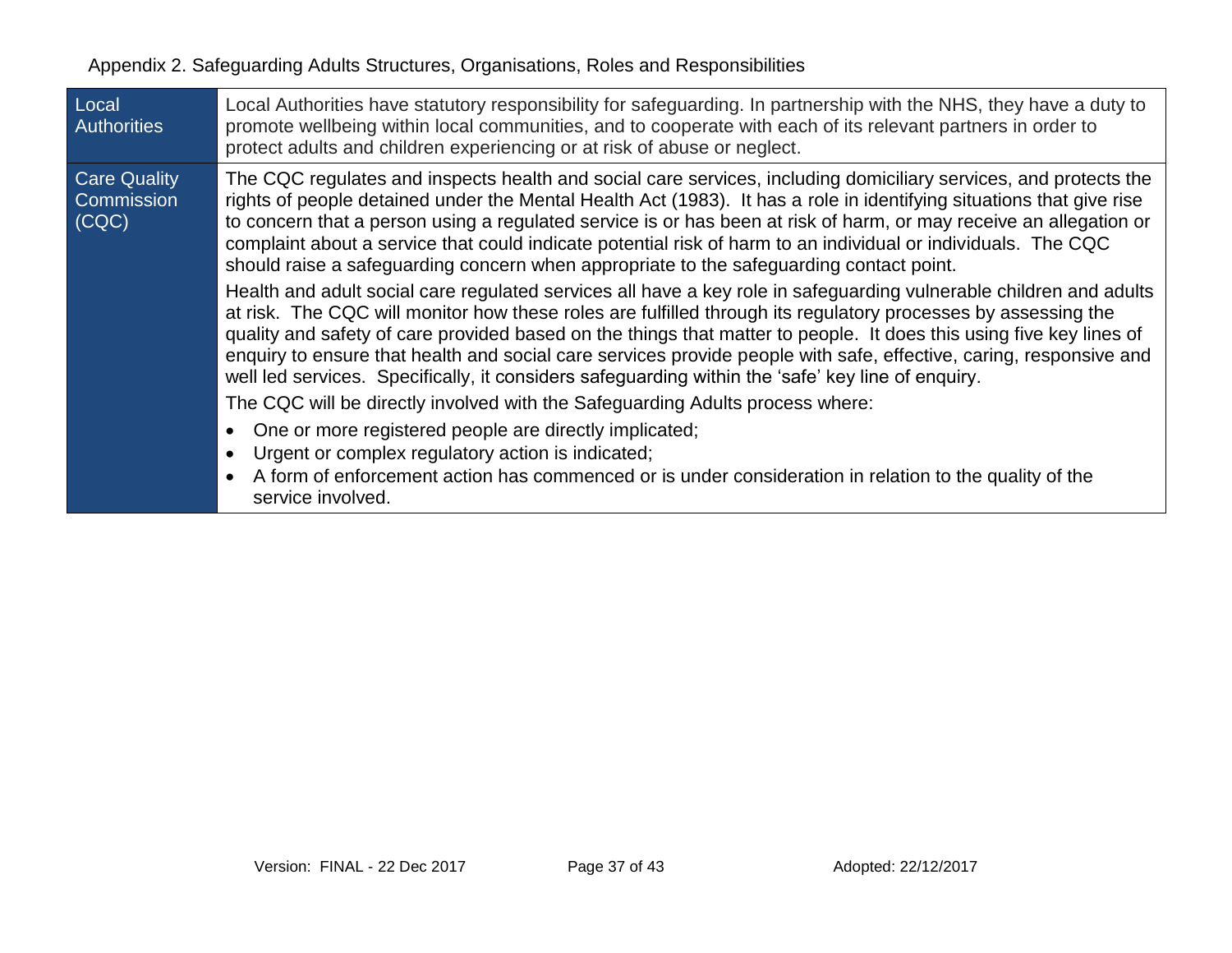Appendix 2. Safeguarding Adults Structures, Organisations, Roles and Responsibilities

| | |
|---|---|
| Local Authorities | Local Authorities have statutory responsibility for safeguarding. In partnership with the NHS, they have a duty to promote wellbeing within local communities, and to cooperate with each of its relevant partners in order to protect adults and children experiencing or at risk of abuse or neglect. |
| Care Quality Commission (CQC) | The CQC regulates and inspects health and social care services, including domiciliary services, and protects the rights of people detained under the Mental Health Act (1983). It has a role in identifying situations that give rise to concern that a person using a regulated service is or has been at risk of harm, or may receive an allegation or complaint about a service that could indicate potential risk of harm to an individual or individuals. The CQC should raise a safeguarding concern when appropriate to the safeguarding contact point.<br><br>Health and adult social care regulated services all have a key role in safeguarding vulnerable children and adults at risk. The CQC will monitor how these roles are fulfilled through its regulatory processes by assessing the quality and safety of care provided based on the things that matter to people. It does this using five key lines of enquiry to ensure that health and social care services provide people with safe, effective, caring, responsive and well led services. Specifically, it considers safeguarding within the 'safe' key line of enquiry.<br><br>The CQC will be directly involved with the Safeguarding Adults process where:<br>• One or more registered people are directly implicated;<br>• Urgent or complex regulatory action is indicated;<br>• A form of enforcement action has commenced or is under consideration in relation to the quality of the service involved. |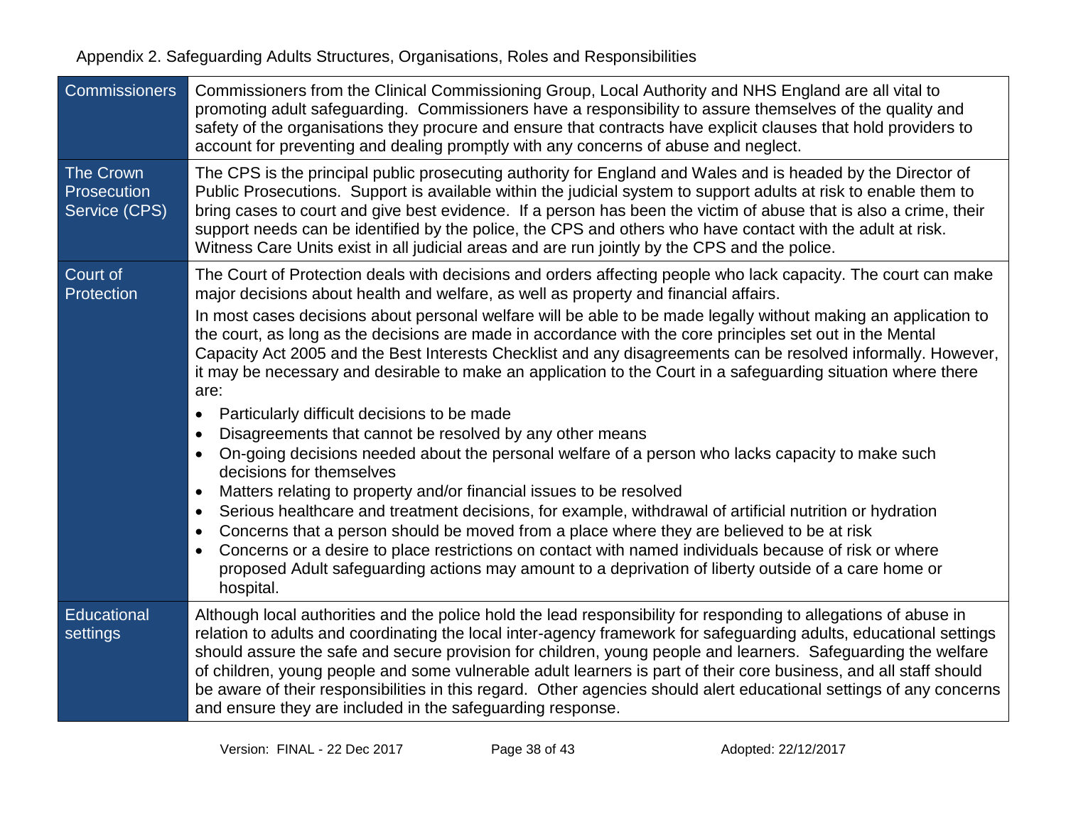Appendix 2. Safeguarding Adults Structures, Organisations, Roles and Responsibilities

| | |
|---|---|
| Commissioners | Commissioners from the Clinical Commissioning Group, Local Authority and NHS England are all vital to promoting adult safeguarding. Commissioners have a responsibility to assure themselves of the quality and safety of the organisations they procure and ensure that contracts have explicit clauses that hold providers to account for preventing and dealing promptly with any concerns of abuse and neglect. |
| The Crown Prosecution Service (CPS) | The CPS is the principal public prosecuting authority for England and Wales and is headed by the Director of Public Prosecutions. Support is available within the judicial system to support adults at risk to enable them to bring cases to court and give best evidence. If a person has been the victim of abuse that is also a crime, their support needs can be identified by the police, the CPS and others who have contact with the adult at risk. Witness Care Units exist in all judicial areas and are run jointly by the CPS and the police. |
| Court of Protection | The Court of Protection deals with decisions and orders affecting people who lack capacity. The court can make major decisions about health and welfare, as well as property and financial affairs.<br><br>In most cases decisions about personal welfare will be able to be made legally without making an application to the court, as long as the decisions are made in accordance with the core principles set out in the Mental Capacity Act 2005 and the Best Interests Checklist and any disagreements can be resolved informally. However, it may be necessary and desirable to make an application to the Court in a safeguarding situation where there are:<br><br>• Particularly difficult decisions to be made<br>• Disagreements that cannot be resolved by any other means<br>• On-going decisions needed about the personal welfare of a person who lacks capacity to make such decisions for themselves<br>• Matters relating to property and/or financial issues to be resolved<br>• Serious healthcare and treatment decisions, for example, withdrawal of artificial nutrition or hydration<br>• Concerns that a person should be moved from a place where they are believed to be at risk<br>• Concerns or a desire to place restrictions on contact with named individuals because of risk or where proposed Adult safeguarding actions may amount to a deprivation of liberty outside of a care home or hospital. |
| Educational settings | Although local authorities and the police hold the lead responsibility for responding to allegations of abuse in relation to adults and coordinating the local inter-agency framework for safeguarding adults, educational settings should assure the safe and secure provision for children, young people and learners. Safeguarding the welfare of children, young people and some vulnerable adult learners is part of their core business, and all staff should be aware of their responsibilities in this regard. Other agencies should alert educational settings of any concerns and ensure they are included in the safeguarding response. |

Version: FINAL - 22 Dec 2017 Adopted: 22/12/2017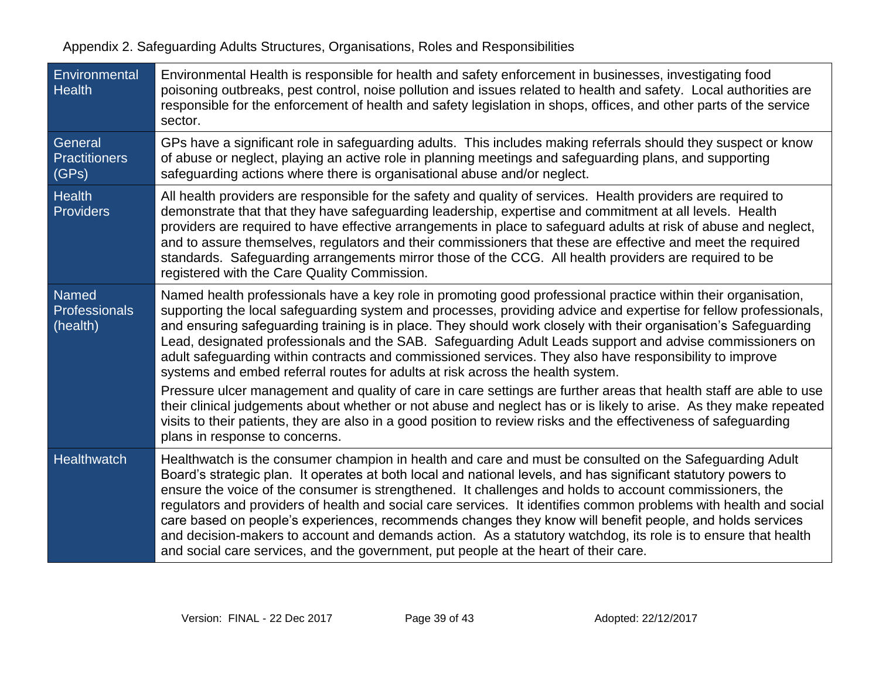Appendix 2. Safeguarding Adults Structures, Organisations, Roles and Responsibilities

| | |
|---|---|
| Environmental Health | Environmental Health is responsible for health and safety enforcement in businesses, investigating food poisoning outbreaks, pest control, noise pollution and issues related to health and safety. Local authorities are responsible for the enforcement of health and safety legislation in shops, offices, and other parts of the service sector. |
| General Practitioners (GPs) | GPs have a significant role in safeguarding adults. This includes making referrals should they suspect or know of abuse or neglect, playing an active role in planning meetings and safeguarding plans, and supporting safeguarding actions where there is organisational abuse and/or neglect. |
| Health Providers | All health providers are responsible for the safety and quality of services. Health providers are required to demonstrate that that they have safeguarding leadership, expertise and commitment at all levels. Health providers are required to have effective arrangements in place to safeguard adults at risk of abuse and neglect, and to assure themselves, regulators and their commissioners that these are effective and meet the required standards. Safeguarding arrangements mirror those of the CCG. All health providers are required to be registered with the Care Quality Commission. |
| Named Professionals (health) | Named health professionals have a key role in promoting good professional practice within their organisation, supporting the local safeguarding system and processes, providing advice and expertise for fellow professionals, and ensuring safeguarding training is in place. They should work closely with their organisation's Safeguarding Lead, designated professionals and the SAB. Safeguarding Adult Leads support and advise commissioners on adult safeguarding within contracts and commissioned services. They also have responsibility to improve systems and embed referral routes for adults at risk across the health system.<br><br>Pressure ulcer management and quality of care in care settings are further areas that health staff are able to use their clinical judgements about whether or not abuse and neglect has or is likely to arise. As they make repeated visits to their patients, they are also in a good position to review risks and the effectiveness of safeguarding plans in response to concerns. |
| Healthwatch | Healthwatch is the consumer champion in health and care and must be consulted on the Safeguarding Adult Board's strategic plan. It operates at both local and national levels, and has significant statutory powers to ensure the voice of the consumer is strengthened. It challenges and holds to account commissioners, the regulators and providers of health and social care services. It identifies common problems with health and social care based on people's experiences, recommends changes they know will benefit people, and holds services and decision-makers to account and demands action. As a statutory watchdog, its role is to ensure that health and social care services, and the government, put people at the heart of their care. |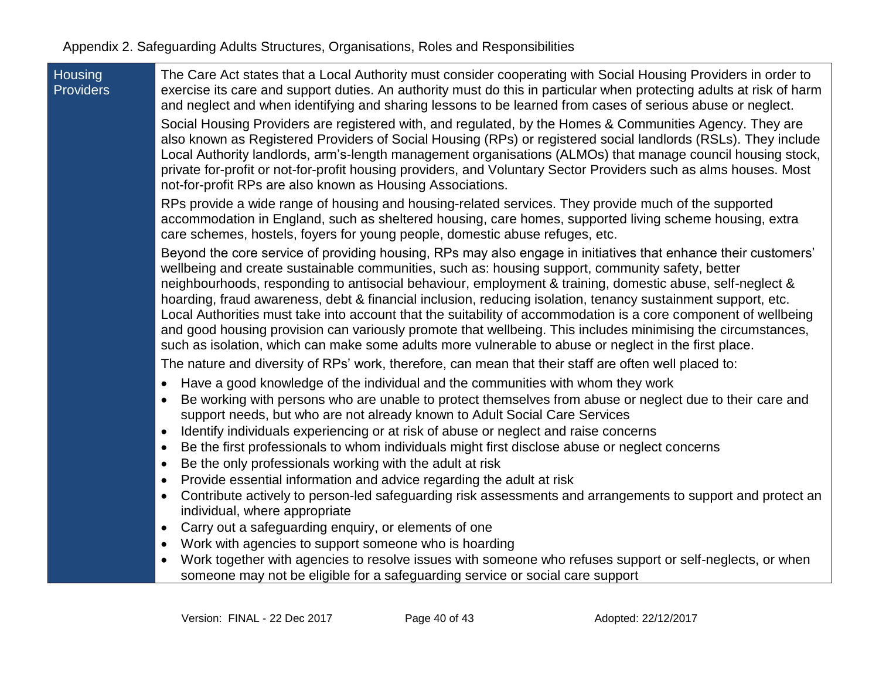Appendix 2. Safeguarding Adults Structures, Organisations, Roles and Responsibilities

| | |
|---|---|
| Housing Providers | The Care Act states that a Local Authority must consider cooperating with Social Housing Providers in order to exercise its care and support duties. An authority must do this in particular when protecting adults at risk of harm and neglect and when identifying and sharing lessons to be learned from cases of serious abuse or neglect.<br><br>Social Housing Providers are registered with, and regulated, by the Homes & Communities Agency. They are also known as Registered Providers of Social Housing (RPs) or registered social landlords (RSLs). They include Local Authority landlords, arm's-length management organisations (ALMOs) that manage council housing stock, private for-profit or not-for-profit housing providers, and Voluntary Sector Providers such as alms houses. Most not-for-profit RPs are also known as Housing Associations.<br><br>RPs provide a wide range of housing and housing-related services. They provide much of the supported accommodation in England, such as sheltered housing, care homes, supported living scheme housing, extra care schemes, hostels, foyers for young people, domestic abuse refuges, etc.<br><br>Beyond the core service of providing housing, RPs may also engage in initiatives that enhance their customers' wellbeing and create sustainable communities, such as: housing support, community safety, better neighbourhoods, responding to antisocial behaviour, employment & training, domestic abuse, self-neglect & hoarding, fraud awareness, debt & financial inclusion, reducing isolation, tenancy sustainment support, etc. Local Authorities must take into account that the suitability of accommodation is a core component of wellbeing and good housing provision can variously promote that wellbeing. This includes minimising the circumstances, such as isolation, which can make some adults more vulnerable to abuse or neglect in the first place.<br><br>The nature and diversity of RPs' work, therefore, can mean that their staff are often well placed to:<br><br>• Have a good knowledge of the individual and the communities with whom they work<br>• Be working with persons who are unable to protect themselves from abuse or neglect due to their care and support needs, but who are not already known to Adult Social Care Services<br>• Identify individuals experiencing or at risk of abuse or neglect and raise concerns<br>• Be the first professionals to whom individuals might first disclose abuse or neglect concerns<br>• Be the only professionals working with the adult at risk<br>• Provide essential information and advice regarding the adult at risk<br>• Contribute actively to person-led safeguarding risk assessments and arrangements to support and protect an individual, where appropriate<br>• Carry out a safeguarding enquiry, or elements of one<br>• Work with agencies to support someone who is hoarding<br>• Work together with agencies to resolve issues with someone who refuses support or self-neglects, or when someone may not be eligible for a safeguarding service or social care support |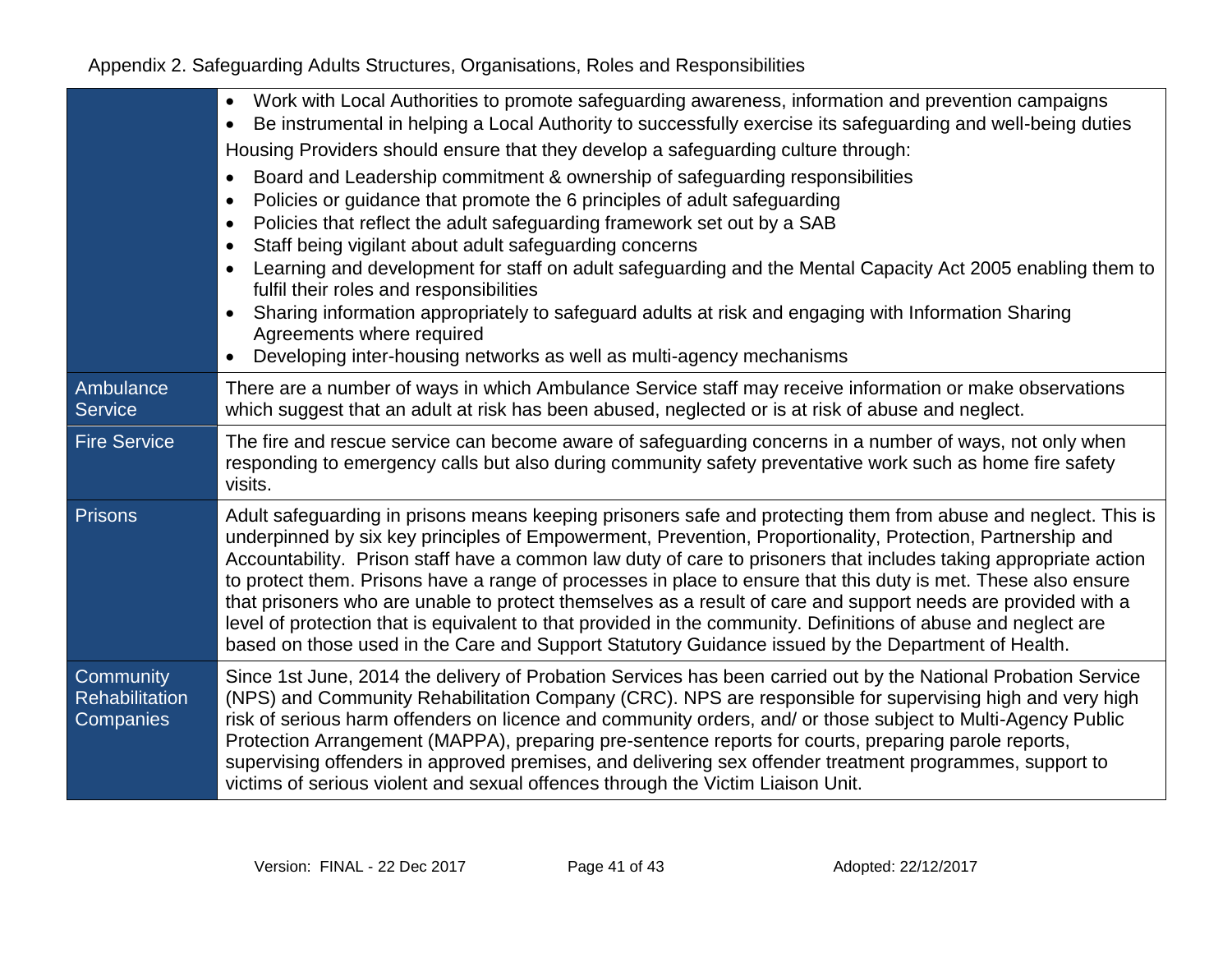Appendix 2. Safeguarding Adults Structures, Organisations, Roles and Responsibilities

| | |
|---|---|
| | • Work with Local Authorities to promote safeguarding awareness, information and prevention campaigns<br>• Be instrumental in helping a Local Authority to successfully exercise its safeguarding and well-being duties<br>Housing Providers should ensure that they develop a safeguarding culture through:<br>• Board and Leadership commitment & ownership of safeguarding responsibilities<br>• Policies or guidance that promote the 6 principles of adult safeguarding<br>• Policies that reflect the adult safeguarding framework set out by a SAB<br>• Staff being vigilant about adult safeguarding concerns<br>• Learning and development for staff on adult safeguarding and the Mental Capacity Act 2005 enabling them to fulfil their roles and responsibilities<br>• Sharing information appropriately to safeguard adults at risk and engaging with Information Sharing Agreements where required<br>• Developing inter-housing networks as well as multi-agency mechanisms |
| Ambulance Service | There are a number of ways in which Ambulance Service staff may receive information or make observations which suggest that an adult at risk has been abused, neglected or is at risk of abuse and neglect. |
| Fire Service | The fire and rescue service can become aware of safeguarding concerns in a number of ways, not only when responding to emergency calls but also during community safety preventative work such as home fire safety visits. |
| Prisons | Adult safeguarding in prisons means keeping prisoners safe and protecting them from abuse and neglect. This is underpinned by six key principles of Empowerment, Prevention, Proportionality, Protection, Partnership and Accountability. Prison staff have a common law duty of care to prisoners that includes taking appropriate action to protect them. Prisons have a range of processes in place to ensure that this duty is met. These also ensure that prisoners who are unable to protect themselves as a result of care and support needs are provided with a level of protection that is equivalent to that provided in the community. Definitions of abuse and neglect are based on those used in the Care and Support Statutory Guidance issued by the Department of Health. |
| Community Rehabilitation Companies | Since 1st June, 2014 the delivery of Probation Services has been carried out by the National Probation Service (NPS) and Community Rehabilitation Company (CRC). NPS are responsible for supervising high and very high risk of serious harm offenders on licence and community orders, and/ or those subject to Multi-Agency Public Protection Arrangement (MAPPA), preparing pre-sentence reports for courts, preparing parole reports, supervising offenders in approved premises, and delivering sex offender treatment programmes, support to victims of serious violent and sexual offences through the Victim Liaison Unit. |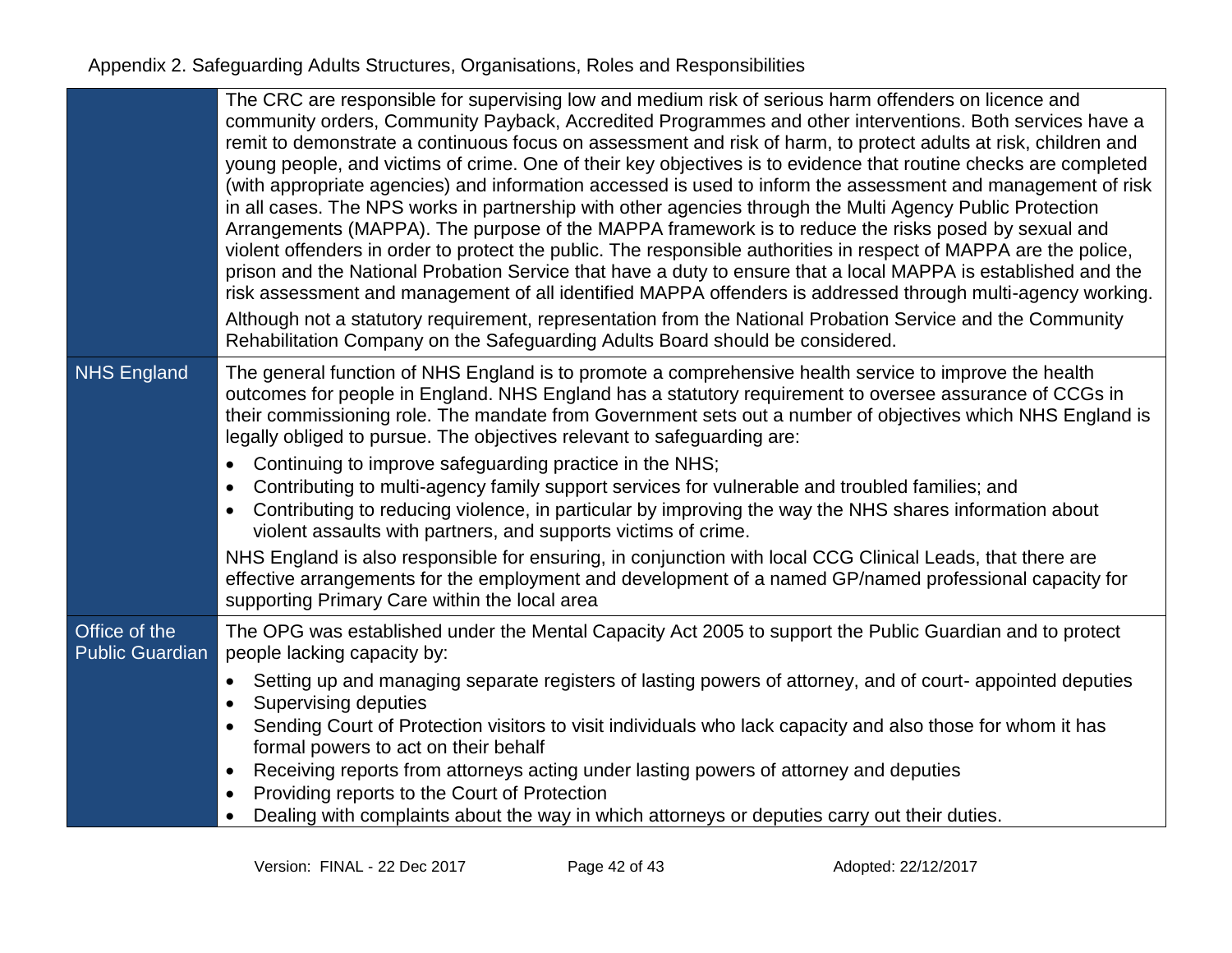Appendix 2. Safeguarding Adults Structures, Organisations, Roles and Responsibilities

| | |
|---|---|
| | The CRC are responsible for supervising low and medium risk of serious harm offenders on licence and community orders, Community Payback, Accredited Programmes and other interventions. Both services have a remit to demonstrate a continuous focus on assessment and risk of harm, to protect adults at risk, children and young people, and victims of crime. One of their key objectives is to evidence that routine checks are completed (with appropriate agencies) and information accessed is used to inform the assessment and management of risk in all cases. The NPS works in partnership with other agencies through the Multi Agency Public Protection Arrangements (MAPPA). The purpose of the MAPPA framework is to reduce the risks posed by sexual and violent offenders in order to protect the public. The responsible authorities in respect of MAPPA are the police, prison and the National Probation Service that have a duty to ensure that a local MAPPA is established and the risk assessment and management of all identified MAPPA offenders is addressed through multi-agency working.<br><br>Although not a statutory requirement, representation from the National Probation Service and the Community Rehabilitation Company on the Safeguarding Adults Board should be considered. |
| NHS England | The general function of NHS England is to promote a comprehensive health service to improve the health outcomes for people in England. NHS England has a statutory requirement to oversee assurance of CCGs in their commissioning role. The mandate from Government sets out a number of objectives which NHS England is legally obliged to pursue. The objectives relevant to safeguarding are:<br>• Continuing to improve safeguarding practice in the NHS;<br>• Contributing to multi-agency family support services for vulnerable and troubled families; and<br>• Contributing to reducing violence, in particular by improving the way the NHS shares information about violent assaults with partners, and supports victims of crime.<br><br>NHS England is also responsible for ensuring, in conjunction with local CCG Clinical Leads, that there are effective arrangements for the employment and development of a named GP/named professional capacity for supporting Primary Care within the local area |
| Office of the Public Guardian | The OPG was established under the Mental Capacity Act 2005 to support the Public Guardian and to protect people lacking capacity by:<br>• Setting up and managing separate registers of lasting powers of attorney, and of court- appointed deputies<br>• Supervising deputies<br>• Sending Court of Protection visitors to visit individuals who lack capacity and also those for whom it has formal powers to act on their behalf<br>• Receiving reports from attorneys acting under lasting powers of attorney and deputies<br>• Providing reports to the Court of Protection<br>• Dealing with complaints about the way in which attorneys or deputies carry out their duties. |

Version: FINAL - 22 Dec 2017 Adopted: 22/12/2017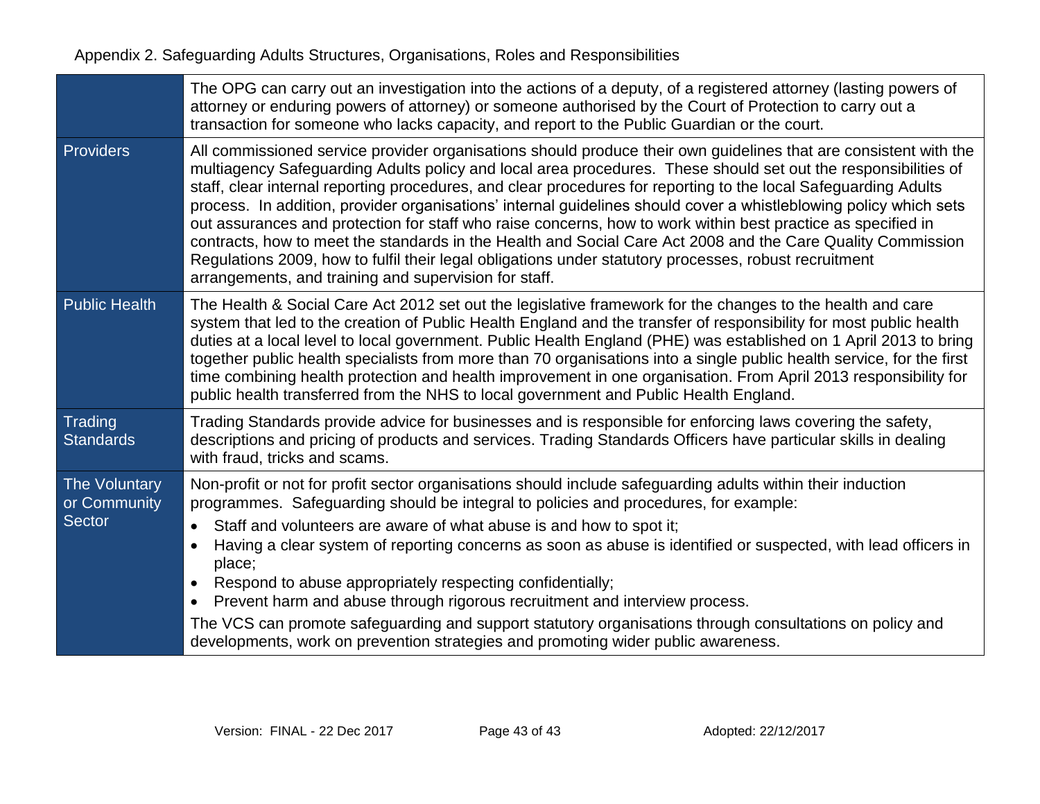Appendix 2. Safeguarding Adults Structures, Organisations, Roles and Responsibilities

| | |
|---|---|
| | The OPG can carry out an investigation into the actions of a deputy, of a registered attorney (lasting powers of attorney or enduring powers of attorney) or someone authorised by the Court of Protection to carry out a transaction for someone who lacks capacity, and report to the Public Guardian or the court. |
| Providers | All commissioned service provider organisations should produce their own guidelines that are consistent with the multiagency Safeguarding Adults policy and local area procedures. These should set out the responsibilities of staff, clear internal reporting procedures, and clear procedures for reporting to the local Safeguarding Adults process. In addition, provider organisations' internal guidelines should cover a whistleblowing policy which sets out assurances and protection for staff who raise concerns, how to work within best practice as specified in contracts, how to meet the standards in the Health and Social Care Act 2008 and the Care Quality Commission Regulations 2009, how to fulfil their legal obligations under statutory processes, robust recruitment arrangements, and training and supervision for staff. |
| Public Health | The Health & Social Care Act 2012 set out the legislative framework for the changes to the health and care system that led to the creation of Public Health England and the transfer of responsibility for most public health duties at a local level to local government. Public Health England (PHE) was established on 1 April 2013 to bring together public health specialists from more than 70 organisations into a single public health service, for the first time combining health protection and health improvement in one organisation. From April 2013 responsibility for public health transferred from the NHS to local government and Public Health England. |
| Trading Standards | Trading Standards provide advice for businesses and is responsible for enforcing laws covering the safety, descriptions and pricing of products and services. Trading Standards Officers have particular skills in dealing with fraud, tricks and scams. |
| The Voluntary or Community Sector | Non-profit or not for profit sector organisations should include safeguarding adults within their induction programmes. Safeguarding should be integral to policies and procedures, for example:<br>• Staff and volunteers are aware of what abuse is and how to spot it;<br>• Having a clear system of reporting concerns as soon as abuse is identified or suspected, with lead officers in place;<br>• Respond to abuse appropriately respecting confidentially;<br>• Prevent harm and abuse through rigorous recruitment and interview process.<br>The VCS can promote safeguarding and support statutory organisations through consultations on policy and developments, work on prevention strategies and promoting wider public awareness. |